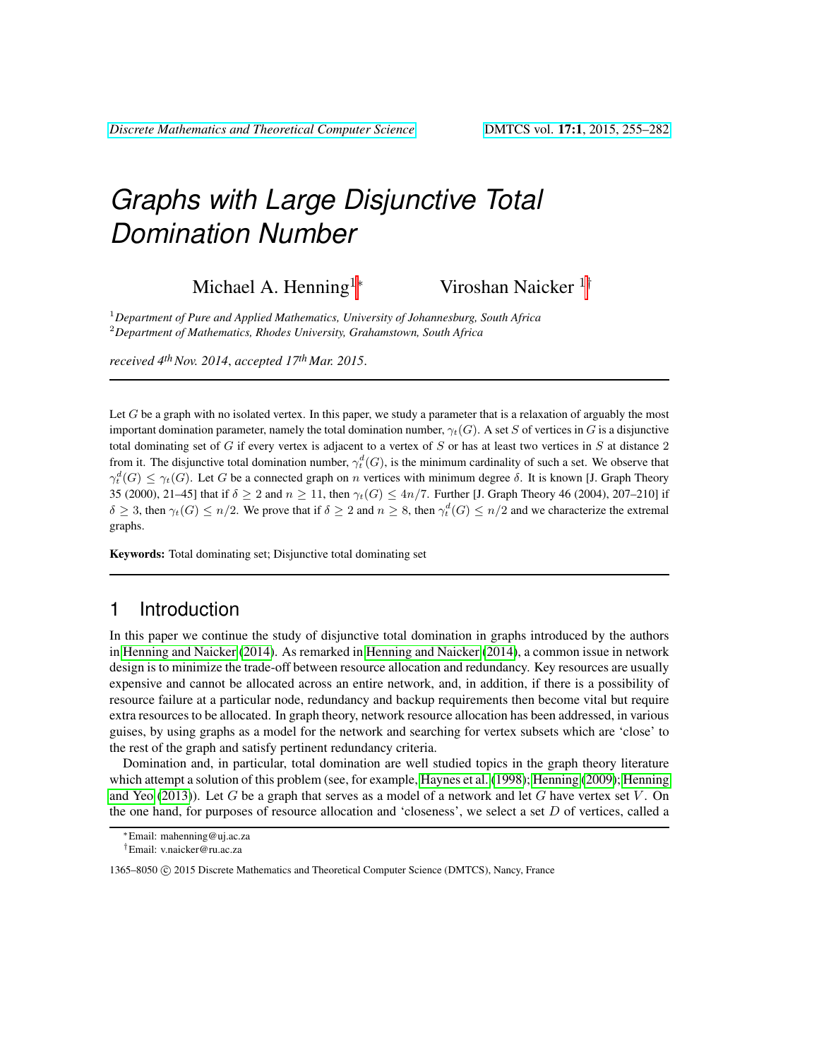# Graphs with Large Disjunctive Total Domination Number

Michael A. Henning[1]* Viroshan Naicker [1]†

[1] *Department of Pure and Applied Mathematics, University of Johannesburg, South Africa*
[2] *Department of Mathematics, Rhodes University, Grahamstown, South Africa*

*received 4th Nov. 2014, accepted 17th Mar. 2015.*

---

Let $G$ be a graph with no isolated vertex. In this paper, we study a parameter that is a relaxation of arguably the most important domination parameter, namely the total domination number, $\gamma_t(G)$. A set $S$ of vertices in $G$ is a disjunctive total dominating set of $G$ if every vertex is adjacent to a vertex of $S$ or has at least two vertices in $S$ at distance 2 from it. The disjunctive total domination number, $\gamma_t^d(G)$, is the minimum cardinality of such a set. We observe that $\gamma_t^d(G) \le \gamma_t(G)$. Let $G$ be a connected graph on $n$ vertices with minimum degree $\delta$. It is known [J. Graph Theory 35 (2000), 21–45] that if $\delta \ge 2$ and $n \ge 11$, then $\gamma_t(G) \le 4n/7$. Further [J. Graph Theory 46 (2004), 207–210] if $\delta \ge 3$, then $\gamma_t(G) \le n/2$. We prove that if $\delta \ge 2$ and $n \ge 8$, then $\gamma_t^d(G) \le n/2$ and we characterize the extremal graphs.

**Keywords:** Total dominating set; Disjunctive total dominating set

---

## 1 Introduction

In this paper we continue the study of disjunctive total domination in graphs introduced by the authors in Henning and Naicker (2014). As remarked in Henning and Naicker (2014), a common issue in network design is to minimize the trade-off between resource allocation and redundancy. Key resources are usually expensive and cannot be allocated across an entire network, and, in addition, if there is a possibility of resource failure at a particular node, redundancy and backup requirements then become vital but require extra resources to be allocated. In graph theory, network resource allocation has been addressed, in various guises, by using graphs as a model for the network and searching for vertex subsets which are 'close' to the rest of the graph and satisfy pertinent redundancy criteria.

Domination and, in particular, total domination are well studied topics in the graph theory literature which attempt a solution of this problem (see, for example, Haynes et al. (1998); Henning (2009); Henning and Yeo (2013)). Let $G$ be a graph that serves as a model of a network and let $G$ have vertex set $V$. On the one hand, for purposes of resource allocation and 'closeness', we select a set $D$ of vertices, called a

*Email: mahenning@uj.ac.za
†Email: v.naicker@ru.ac.za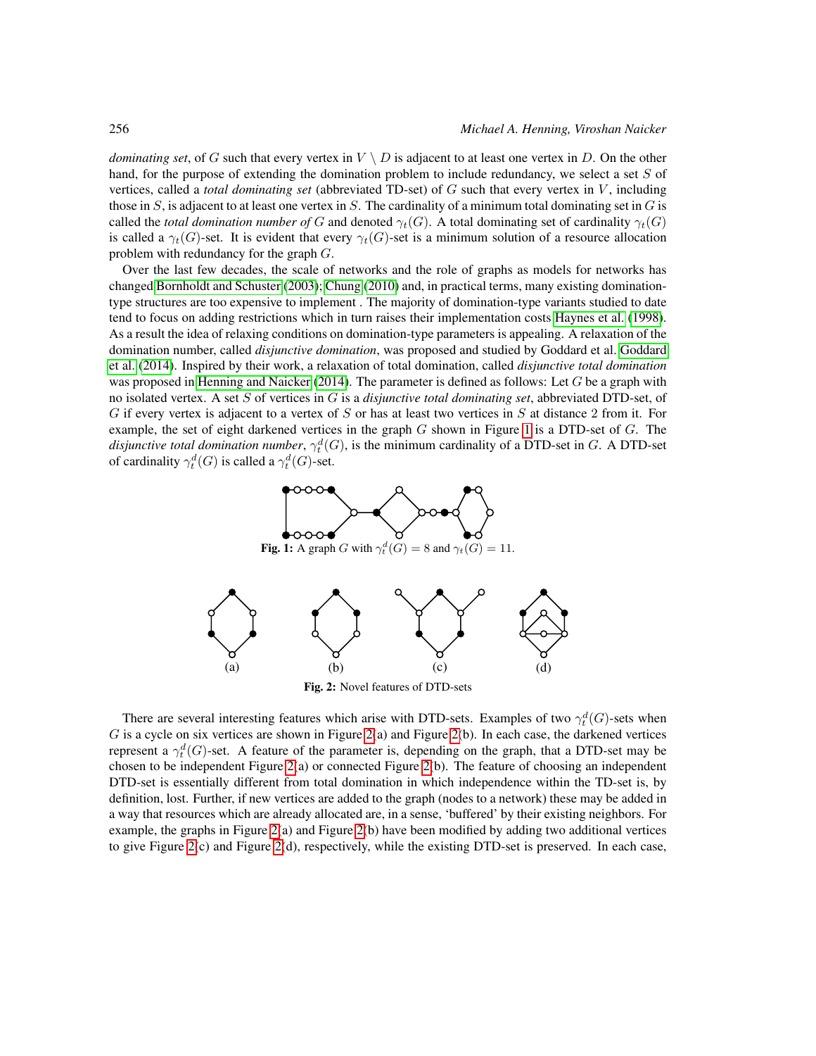*dominating set*, of $G$ such that every vertex in $V \setminus D$ is adjacent to at least one vertex in $D$. On the other hand, for the purpose of extending the domination problem to include redundancy, we select a set $S$ of vertices, called a *total dominating set* (abbreviated TD-set) of $G$ such that every vertex in $V$, including those in $S$, is adjacent to at least one vertex in $S$. The cardinality of a minimum total dominating set in $G$ is called the *total domination number of* $G$ and denoted $\gamma_t(G)$. A total dominating set of cardinality $\gamma_t(G)$ is called a $\gamma_t(G)$-set. It is evident that every $\gamma_t(G)$-set is a minimum solution of a resource allocation problem with redundancy for the graph $G$.

Over the last few decades, the scale of networks and the role of graphs as models for networks has changed Bornholdt and Schuster (2003); Chung (2010) and, in practical terms, many existing domination-type structures are too expensive to implement . The majority of domination-type variants studied to date tend to focus on adding restrictions which in turn raises their implementation costs Haynes et al. (1998). As a result the idea of relaxing conditions on domination-type parameters is appealing. A relaxation of the domination number, called *disjunctive domination*, was proposed and studied by Goddard et al. Goddard et al. (2014). Inspired by their work, a relaxation of total domination, called *disjunctive total domination* was proposed in Henning and Naicker (2014). The parameter is defined as follows: Let $G$ be a graph with no isolated vertex. A set $S$ of vertices in $G$ is a *disjunctive total dominating set*, abbreviated DTD-set, of $G$ if every vertex is adjacent to a vertex of $S$ or has at least two vertices in $S$ at distance 2 from it. For example, the set of eight darkened vertices in the graph $G$ shown in Figure 1 is a DTD-set of $G$. The *disjunctive total domination number*, $\gamma_t^d(G)$, is the minimum cardinality of a DTD-set in $G$. A DTD-set of cardinality $\gamma_t^d(G)$ is called a $\gamma_t^d(G)$-set.

**Fig. 1:** A graph $G$ with $\gamma_t^d(G) = 8$ and $\gamma_t(G) = 11$.

(a) (b) (c) (d)

**Fig. 2:** Novel features of DTD-sets

There are several interesting features which arise with DTD-sets. Examples of two $\gamma_t^d(G)$-sets when $G$ is a cycle on six vertices are shown in Figure 2(a) and Figure 2(b). In each case, the darkened vertices represent a $\gamma_t^d(G)$-set. A feature of the parameter is, depending on the graph, that a DTD-set may be chosen to be independent Figure 2(a) or connected Figure 2(b). The feature of choosing an independent DTD-set is essentially different from total domination in which independence within the TD-set is, by definition, lost. Further, if new vertices are added to the graph (nodes to a network) these may be added in a way that resources which are already allocated are, in a sense, 'buffered' by their existing neighbors. For example, the graphs in Figure 2(a) and Figure 2(b) have been modified by adding two additional vertices to give Figure 2(c) and Figure 2(d), respectively, while the existing DTD-set is preserved. In each case,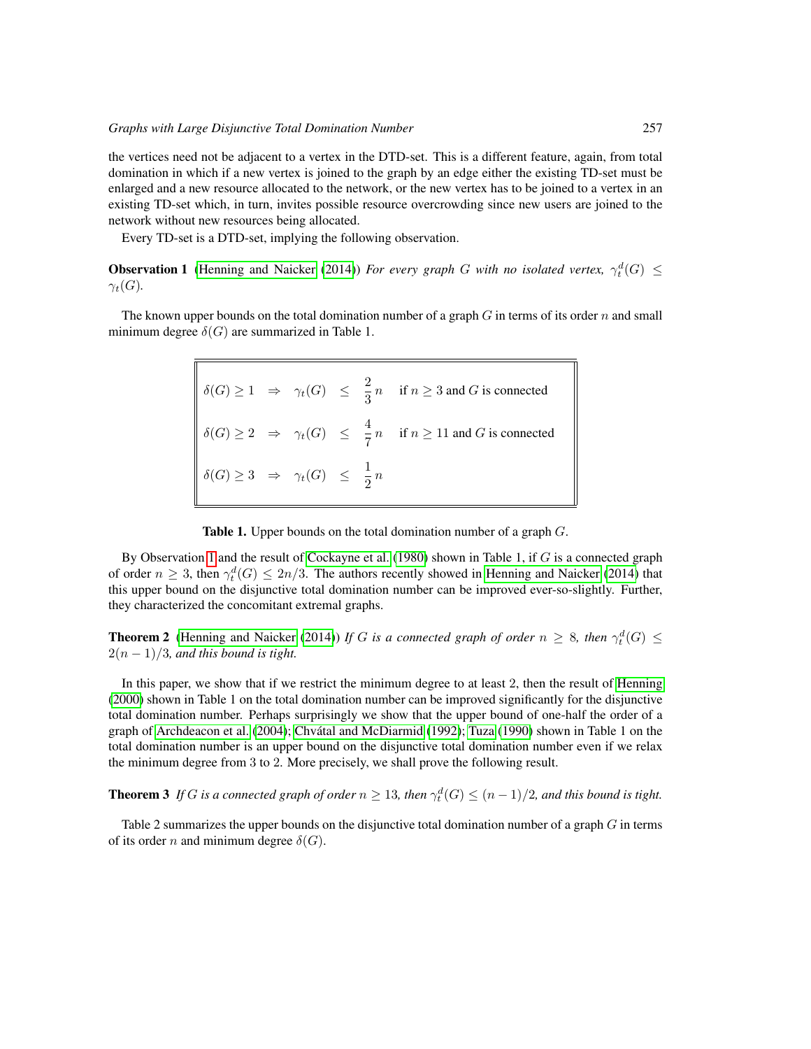the vertices need not be adjacent to a vertex in the DTD-set. This is a different feature, again, from total domination in which if a new vertex is joined to the graph by an edge either the existing TD-set must be enlarged and a new resource allocated to the network, or the new vertex has to be joined to a vertex in an existing TD-set which, in turn, invites possible resource overcrowding since new users are joined to the network without new resources being allocated.

Every TD-set is a DTD-set, implying the following observation.

**Observation 1** (Henning and Naicker (2014)) *For every graph $G$ with no isolated vertex, $\gamma_t^d(G) \le \gamma_t(G)$.*

The known upper bounds on the total domination number of a graph $G$ in terms of its order $n$ and small minimum degree $\delta(G)$ are summarized in Table 1.

| | | | | | |
|---|---|---|---|---|---|
| $\delta(G) \ge 1$ | $\Rightarrow$ | $\gamma_t(G)$ | $\le$ | $\frac{2}{3}n$ | if $n \ge 3$ and $G$ is connected |
| $\delta(G) \ge 2$ | $\Rightarrow$ | $\gamma_t(G)$ | $\le$ | $\frac{4}{7}n$ | if $n \ge 11$ and $G$ is connected |
| $\delta(G) \ge 3$ | $\Rightarrow$ | $\gamma_t(G)$ | $\le$ | $\frac{1}{2}n$ | |

**Table 1.** Upper bounds on the total domination number of a graph $G$.

By Observation 1 and the result of Cockayne et al. (1980) shown in Table 1, if $G$ is a connected graph of order $n \ge 3$, then $\gamma_t^d(G) \le 2n/3$. The authors recently showed in Henning and Naicker (2014) that this upper bound on the disjunctive total domination number can be improved ever-so-slightly. Further, they characterized the concomitant extremal graphs.

**Theorem 2** (Henning and Naicker (2014)) *If $G$ is a connected graph of order $n \ge 8$, then $\gamma_t^d(G) \le 2(n-1)/3$, and this bound is tight.*

In this paper, we show that if we restrict the minimum degree to at least 2, then the result of Henning (2000) shown in Table 1 on the total domination number can be improved significantly for the disjunctive total domination number. Perhaps surprisingly we show that the upper bound of one-half the order of a graph of Archdeacon et al. (2004); Chvátal and McDiarmid (1992); Tuza (1990) shown in Table 1 on the total domination number is an upper bound on the disjunctive total domination number even if we relax the minimum degree from 3 to 2. More precisely, we shall prove the following result.

**Theorem 3** *If $G$ is a connected graph of order $n \ge 13$, then $\gamma_t^d(G) \le (n-1)/2$, and this bound is tight.*

Table 2 summarizes the upper bounds on the disjunctive total domination number of a graph $G$ in terms of its order $n$ and minimum degree $\delta(G)$.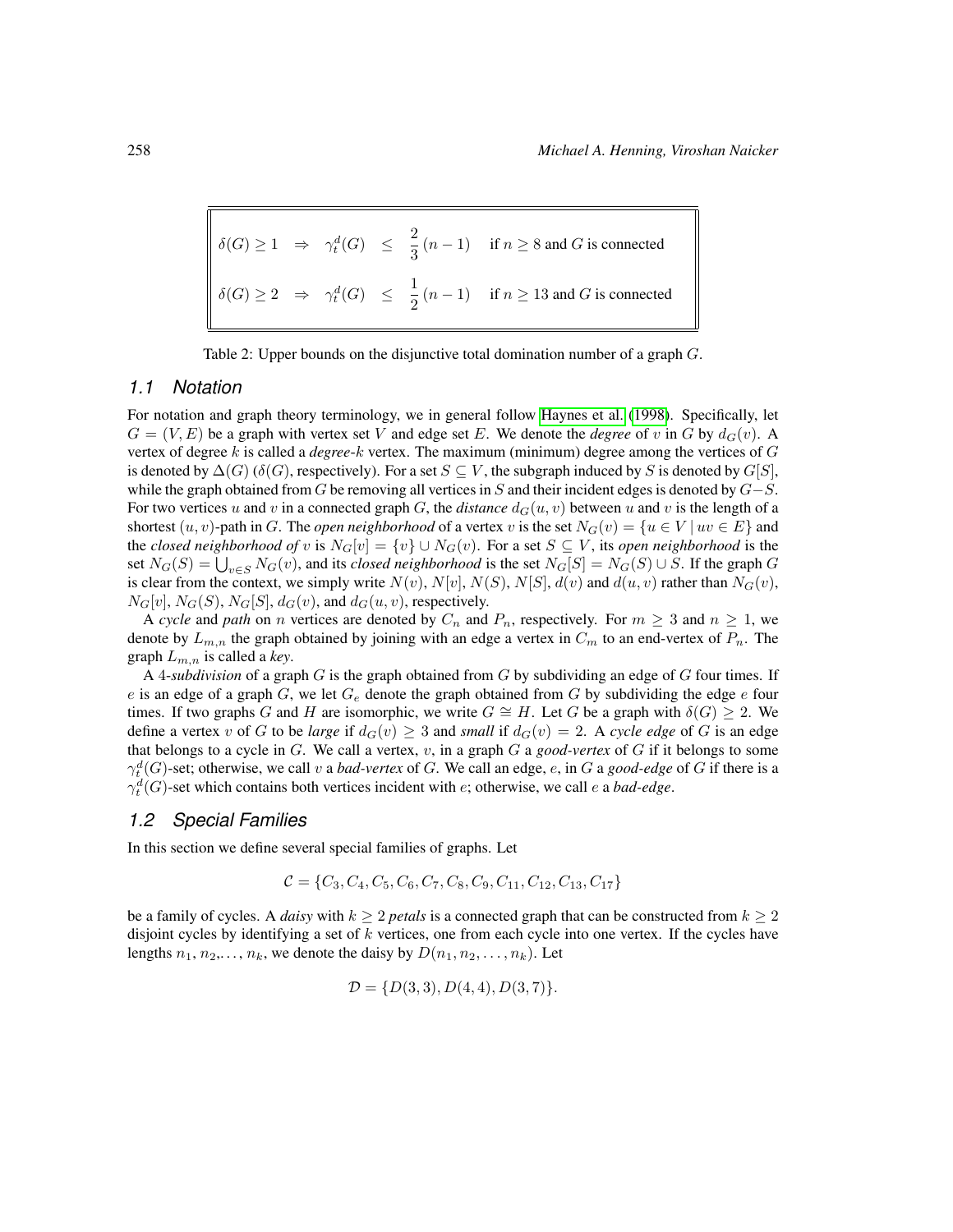| | | | |
|---|---|---|---|
| $\delta(G) \geq 1 \;\Rightarrow\; \gamma_t^d(G)$ | $\leq$ | $\frac{2}{3}(n-1)$ | if $n \geq 8$ and $G$ is connected |
| $\delta(G) \geq 2 \;\Rightarrow\; \gamma_t^d(G)$ | $\leq$ | $\frac{1}{2}(n-1)$ | if $n \geq 13$ and $G$ is connected |

Table 2: Upper bounds on the disjunctive total domination number of a graph $G$.

## 1.1 Notation

For notation and graph theory terminology, we in general follow Haynes et al. (1998). Specifically, let $G = (V, E)$ be a graph with vertex set $V$ and edge set $E$. We denote the *degree* of $v$ in $G$ by $d_G(v)$. A vertex of degree $k$ is called a *degree-$k$* vertex. The maximum (minimum) degree among the vertices of $G$ is denoted by $\Delta(G)$ ($\delta(G)$, respectively). For a set $S \subseteq V$, the subgraph induced by $S$ is denoted by $G[S]$, while the graph obtained from $G$ be removing all vertices in $S$ and their incident edges is denoted by $G-S$. For two vertices $u$ and $v$ in a connected graph $G$, the *distance* $d_G(u, v)$ between $u$ and $v$ is the length of a shortest $(u, v)$-path in $G$. The *open neighborhood* of a vertex $v$ is the set $N_G(v) = \{u \in V \mid uv \in E\}$ and the *closed neighborhood of* $v$ is $N_G[v] = \{v\} \cup N_G(v)$. For a set $S \subseteq V$, its *open neighborhood* is the set $N_G(S) = \bigcup_{v \in S} N_G(v)$, and its *closed neighborhood* is the set $N_G[S] = N_G(S) \cup S$. If the graph $G$ is clear from the context, we simply write $N(v)$, $N[v]$, $N(S)$, $N[S]$, $d(v)$ and $d(u, v)$ rather than $N_G(v)$, $N_G[v]$, $N_G(S)$, $N_G[S]$, $d_G(v)$, and $d_G(u, v)$, respectively.

A *cycle* and *path* on $n$ vertices are denoted by $C_n$ and $P_n$, respectively. For $m \geq 3$ and $n \geq 1$, we denote by $L_{m,n}$ the graph obtained by joining with an edge a vertex in $C_m$ to an end-vertex of $P_n$. The graph $L_{m,n}$ is called a *key*.

A 4*-subdivision* of a graph $G$ is the graph obtained from $G$ by subdividing an edge of $G$ four times. If $e$ is an edge of a graph $G$, we let $G_e$ denote the graph obtained from $G$ by subdividing the edge $e$ four times. If two graphs $G$ and $H$ are isomorphic, we write $G \cong H$. Let $G$ be a graph with $\delta(G) \geq 2$. We define a vertex $v$ of $G$ to be *large* if $d_G(v) \geq 3$ and *small* if $d_G(v) = 2$. A *cycle edge* of $G$ is an edge that belongs to a cycle in $G$. We call a vertex, $v$, in a graph $G$ a *good-vertex* of $G$ if it belongs to some $\gamma_t^d(G)$-set; otherwise, we call $v$ a *bad-vertex* of $G$. We call an edge, $e$, in $G$ a *good-edge* of $G$ if there is a $\gamma_t^d(G)$-set which contains both vertices incident with $e$; otherwise, we call $e$ a *bad-edge*.

## 1.2 Special Families

In this section we define several special families of graphs. Let

$$\mathcal{C} = \{C_3, C_4, C_5, C_6, C_7, C_8, C_9, C_{11}, C_{12}, C_{13}, C_{17}\}$$

be a family of cycles. A *daisy* with $k \geq 2$ *petals* is a connected graph that can be constructed from $k \geq 2$ disjoint cycles by identifying a set of $k$ vertices, one from each cycle into one vertex. If the cycles have lengths $n_1, n_2, \ldots, n_k$, we denote the daisy by $D(n_1, n_2, \ldots, n_k)$. Let

$$\mathcal{D} = \{D(3, 3), D(4, 4), D(3, 7)\}.$$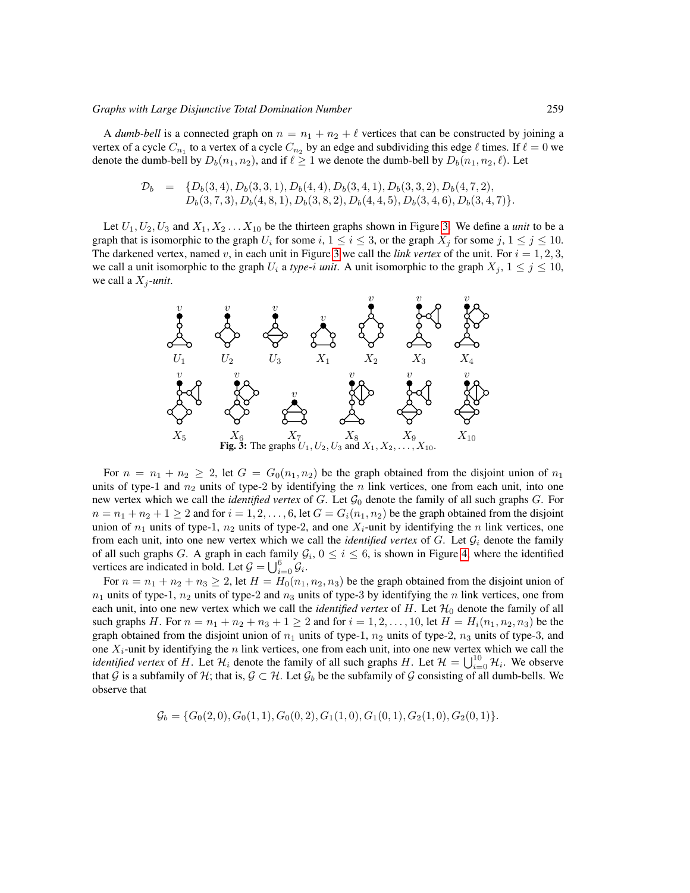A *dumb-bell* is a connected graph on $n = n_1 + n_2 + \ell$ vertices that can be constructed by joining a vertex of a cycle $C_{n_1}$ to a vertex of a cycle $C_{n_2}$ by an edge and subdividing this edge $\ell$ times. If $\ell = 0$ we denote the dumb-bell by $D_b(n_1, n_2)$, and if $\ell \geq 1$ we denote the dumb-bell by $D_b(n_1, n_2, \ell)$. Let

$$\begin{aligned}\mathcal{D}_b = \{&D_b(3,4), D_b(3,3,1), D_b(4,4), D_b(3,4,1), D_b(3,3,2), D_b(4,7,2),\\ &D_b(3,7,3), D_b(4,8,1), D_b(3,8,2), D_b(4,4,5), D_b(3,4,6), D_b(3,4,7)\}.\end{aligned}$$

Let $U_1, U_2, U_3$ and $X_1, X_2 \ldots X_{10}$ be the thirteen graphs shown in Figure 3. We define a *unit* to be a graph that is isomorphic to the graph $U_i$ for some $i$, $1 \leq i \leq 3$, or the graph $X_j$ for some $j$, $1 \leq j \leq 10$. The darkened vertex, named $v$, in each unit in Figure 3 we call the *link vertex* of the unit. For $i = 1, 2, 3$, we call a unit isomorphic to the graph $U_i$ a *type-$i$ unit*. A unit isomorphic to the graph $X_j$, $1 \leq j \leq 10$, we call a *$X_j$-unit*.

**Fig. 3:** The graphs $U_1, U_2, U_3$ and $X_1, X_2, \ldots, X_{10}$.

For $n = n_1 + n_2 \geq 2$, let $G = G_0(n_1, n_2)$ be the graph obtained from the disjoint union of $n_1$ units of type-1 and $n_2$ units of type-2 by identifying the $n$ link vertices, one from each unit, into one new vertex which we call the *identified vertex* of $G$. Let $\mathcal{G}_0$ denote the family of all such graphs $G$. For $n = n_1 + n_2 + 1 \geq 2$ and for $i = 1, 2, \ldots, 6$, let $G = G_i(n_1, n_2)$ be the graph obtained from the disjoint union of $n_1$ units of type-1, $n_2$ units of type-2, and one $X_i$-unit by identifying the $n$ link vertices, one from each unit, into one new vertex which we call the *identified vertex* of $G$. Let $\mathcal{G}_i$ denote the family of all such graphs $G$. A graph in each family $\mathcal{G}_i$, $0 \leq i \leq 6$, is shown in Figure 4, where the identified vertices are indicated in bold. Let $\mathcal{G} = \bigcup_{i=0}^{6} \mathcal{G}_i$.

For $n = n_1 + n_2 + n_3 \geq 2$, let $H = H_0(n_1, n_2, n_3)$ be the graph obtained from the disjoint union of $n_1$ units of type-1, $n_2$ units of type-2 and $n_3$ units of type-3 by identifying the $n$ link vertices, one from each unit, into one new vertex which we call the *identified vertex* of $H$. Let $\mathcal{H}_0$ denote the family of all such graphs $H$. For $n = n_1 + n_2 + n_3 + 1 \geq 2$ and for $i = 1, 2, \ldots, 10$, let $H = H_i(n_1, n_2, n_3)$ be the graph obtained from the disjoint union of $n_1$ units of type-1, $n_2$ units of type-2, $n_3$ units of type-3, and one $X_i$-unit by identifying the $n$ link vertices, one from each unit, into one new vertex which we call the *identified vertex* of $H$. Let $\mathcal{H}_i$ denote the family of all such graphs $H$. Let $\mathcal{H} = \bigcup_{i=0}^{10} \mathcal{H}_i$. We observe that $\mathcal{G}$ is a subfamily of $\mathcal{H}$; that is, $\mathcal{G} \subset \mathcal{H}$. Let $\mathcal{G}_b$ be the subfamily of $\mathcal{G}$ consisting of all dumb-bells. We observe that

$$\mathcal{G}_b = \{G_0(2,0), G_0(1,1), G_0(0,2), G_1(1,0), G_1(0,1), G_2(1,0), G_2(0,1)\}.$$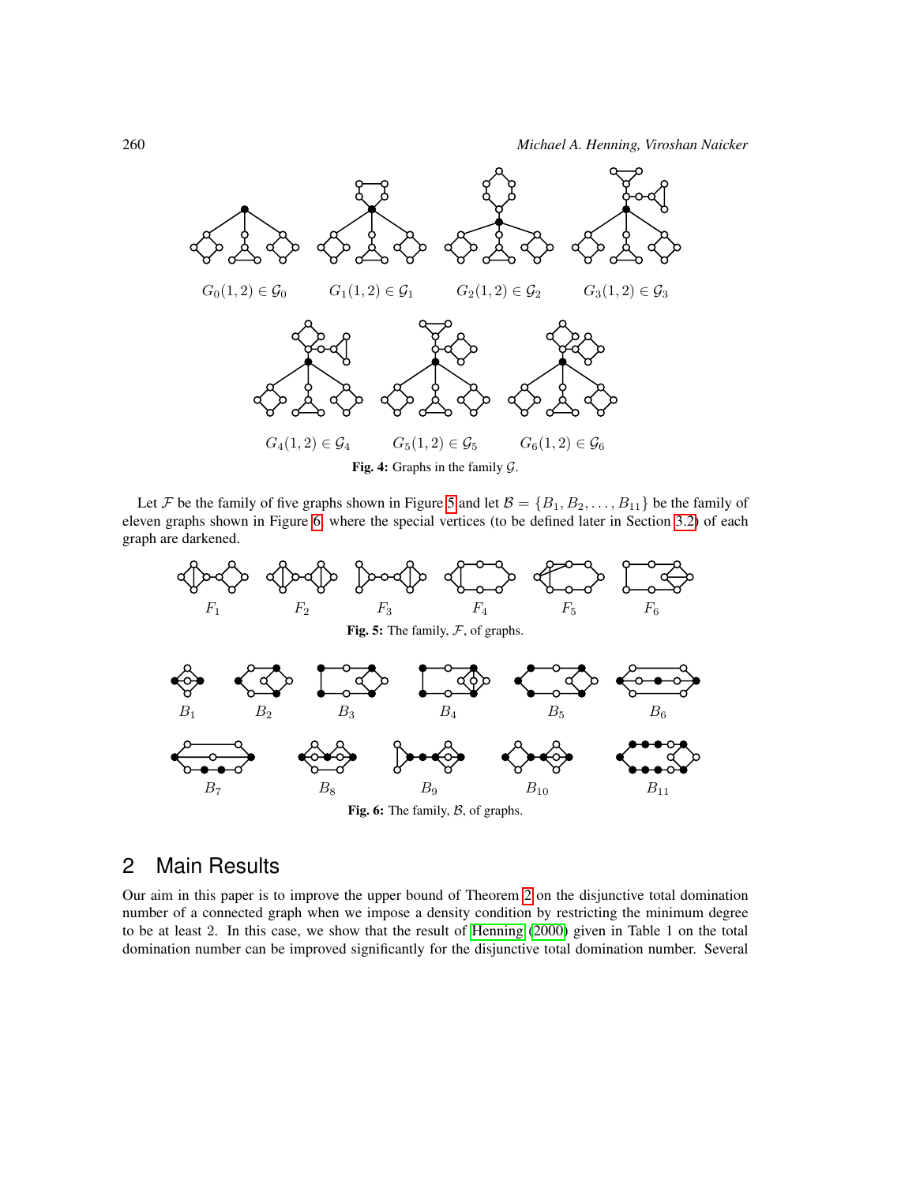$G_0(1,2) \in \mathcal{G}_0$ $G_1(1,2) \in \mathcal{G}_1$ $G_2(1,2) \in \mathcal{G}_2$ $G_3(1,2) \in \mathcal{G}_3$

$G_4(1,2) \in \mathcal{G}_4$ $G_5(1,2) \in \mathcal{G}_5$ $G_6(1,2) \in \mathcal{G}_6$

**Fig. 4:** Graphs in the family $\mathcal{G}$.

Let $\mathcal{F}$ be the family of five graphs shown in Figure 5 and let $\mathcal{B} = \{B_1, B_2, \ldots, B_{11}\}$ be the family of eleven graphs shown in Figure 6, where the special vertices (to be defined later in Section 3.2) of each graph are darkened.

$F_1$ $F_2$ $F_3$ $F_4$ $F_5$ $F_6$

**Fig. 5:** The family, $\mathcal{F}$, of graphs.

$B_1$ $B_2$ $B_3$ $B_4$ $B_5$ $B_6$

$B_7$ $B_8$ $B_9$ $B_{10}$ $B_{11}$

**Fig. 6:** The family, $\mathcal{B}$, of graphs.

## 2 Main Results

Our aim in this paper is to improve the upper bound of Theorem 2 on the disjunctive total domination number of a connected graph when we impose a density condition by restricting the minimum degree to be at least 2. In this case, we show that the result of Henning (2000) given in Table 1 on the total domination number can be improved significantly for the disjunctive total domination number. Several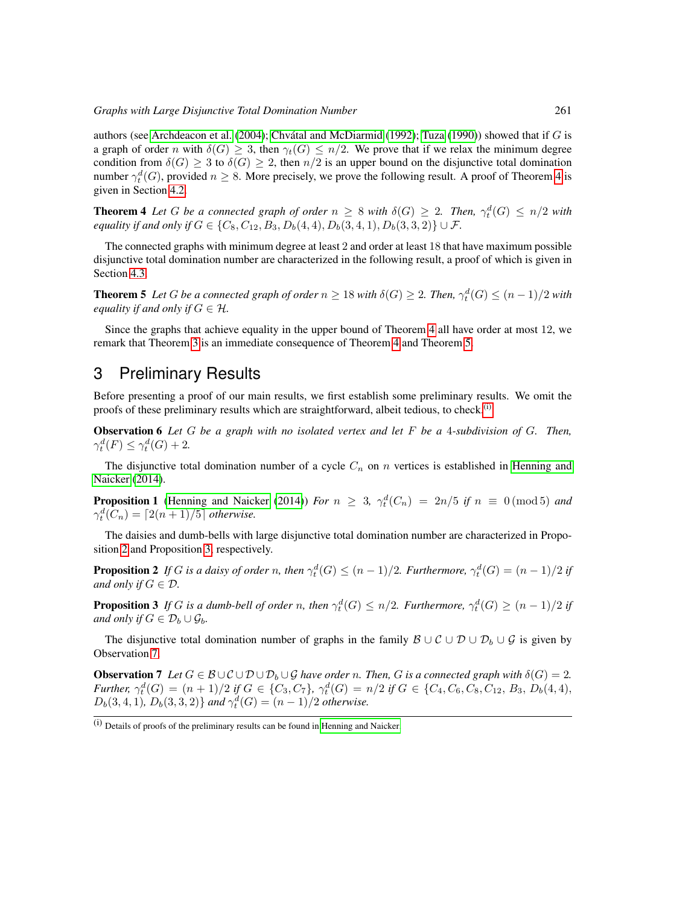authors (see Archdeacon et al. (2004); Chvátal and McDiarmid (1992); Tuza (1990)) showed that if $G$ is a graph of order $n$ with $\delta(G) \geq 3$, then $\gamma_t(G) \leq n/2$. We prove that if we relax the minimum degree condition from $\delta(G) \geq 3$ to $\delta(G) \geq 2$, then $n/2$ is an upper bound on the disjunctive total domination number $\gamma_t^d(G)$, provided $n \geq 8$. More precisely, we prove the following result. A proof of Theorem 4 is given in Section 4.2.

**Theorem 4** *Let $G$ be a connected graph of order $n \geq 8$ with $\delta(G) \geq 2$. Then, $\gamma_t^d(G) \leq n/2$ with equality if and only if $G \in \{C_8, C_{12}, B_3, D_b(4,4), D_b(3,4,1), D_b(3,3,2)\} \cup \mathcal{F}$.*

The connected graphs with minimum degree at least 2 and order at least 18 that have maximum possible disjunctive total domination number are characterized in the following result, a proof of which is given in Section 4.3.

**Theorem 5** *Let $G$ be a connected graph of order $n \geq 18$ with $\delta(G) \geq 2$. Then, $\gamma_t^d(G) \leq (n-1)/2$ with equality if and only if $G \in \mathcal{H}$.*

Since the graphs that achieve equality in the upper bound of Theorem 4 all have order at most 12, we remark that Theorem 3 is an immediate consequence of Theorem 4 and Theorem 5.

## 3 Preliminary Results

Before presenting a proof of our main results, we first establish some preliminary results. We omit the proofs of these preliminary results which are straightforward, albeit tedious, to check.[(i)]

**Observation 6** *Let $G$ be a graph with no isolated vertex and let $F$ be a 4-subdivision of $G$. Then, $\gamma_t^d(F) \leq \gamma_t^d(G) + 2$.*

The disjunctive total domination number of a cycle $C_n$ on $n$ vertices is established in Henning and Naicker (2014).

**Proposition 1** (Henning and Naicker (2014)) *For $n \geq 3$, $\gamma_t^d(C_n) = 2n/5$ if $n \equiv 0 \,(\text{mod}\, 5)$ and $\gamma_t^d(C_n) = \lceil 2(n+1)/5 \rceil$ otherwise.*

The daisies and dumb-bells with large disjunctive total domination number are characterized in Proposition 2 and Proposition 3, respectively.

**Proposition 2** *If $G$ is a daisy of order $n$, then $\gamma_t^d(G) \leq (n-1)/2$. Furthermore, $\gamma_t^d(G) = (n-1)/2$ if and only if $G \in \mathcal{D}$.*

**Proposition 3** *If $G$ is a dumb-bell of order $n$, then $\gamma_t^d(G) \leq n/2$. Furthermore, $\gamma_t^d(G) \geq (n-1)/2$ if and only if $G \in \mathcal{D}_b \cup \mathcal{G}_b$.*

The disjunctive total domination number of graphs in the family $\mathcal{B} \cup \mathcal{C} \cup \mathcal{D} \cup \mathcal{D}_b \cup \mathcal{G}$ is given by Observation 7.

**Observation 7** *Let $G \in \mathcal{B} \cup \mathcal{C} \cup \mathcal{D} \cup \mathcal{D}_b \cup \mathcal{G}$ have order $n$. Then, $G$ is a connected graph with $\delta(G) = 2$. Further, $\gamma_t^d(G) = (n+1)/2$ if $G \in \{C_3, C_7\}$, $\gamma_t^d(G) = n/2$ if $G \in \{C_4, C_6, C_8, C_{12}, B_3, D_b(4,4), D_b(3,4,1), D_b(3,3,2)\}$ and $\gamma_t^d(G) = (n-1)/2$ otherwise.*

---

(i) Details of proofs of the preliminary results can be found in Henning and Naicker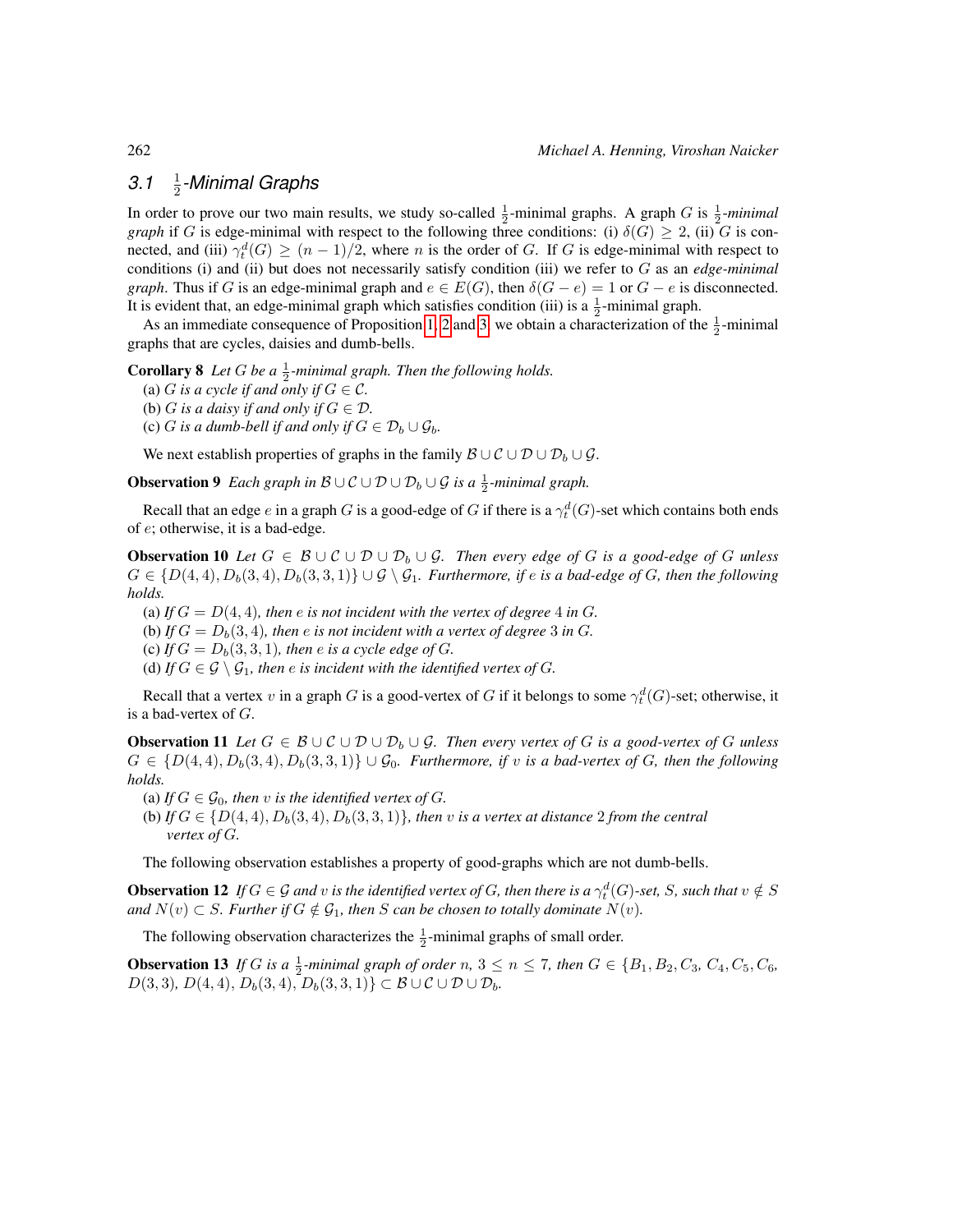### 3.1 $\frac{1}{2}$-Minimal Graphs

In order to prove our two main results, we study so-called $\frac{1}{2}$-minimal graphs. A graph $G$ is $\frac{1}{2}$-*minimal graph* if $G$ is edge-minimal with respect to the following three conditions: (i) $\delta(G) \geq 2$, (ii) $G$ is connected, and (iii) $\gamma_t^d(G) \geq (n-1)/2$, where $n$ is the order of $G$. If $G$ is edge-minimal with respect to conditions (i) and (ii) but does not necessarily satisfy condition (iii) we refer to $G$ as an *edge-minimal graph*. Thus if $G$ is an edge-minimal graph and $e \in E(G)$, then $\delta(G-e) = 1$ or $G-e$ is disconnected. It is evident that, an edge-minimal graph which satisfies condition (iii) is a $\frac{1}{2}$-minimal graph.

As an immediate consequence of Proposition 1, 2 and 3, we obtain a characterization of the $\frac{1}{2}$-minimal graphs that are cycles, daisies and dumb-bells.

**Corollary 8** *Let $G$ be a $\frac{1}{2}$-minimal graph. Then the following holds.*
(a) *$G$ is a cycle if and only if $G \in \mathcal{C}$.*
(b) *$G$ is a daisy if and only if $G \in \mathcal{D}$.*
(c) *$G$ is a dumb-bell if and only if $G \in \mathcal{D}_b \cup \mathcal{G}_b$.*

We next establish properties of graphs in the family $\mathcal{B} \cup \mathcal{C} \cup \mathcal{D} \cup \mathcal{D}_b \cup \mathcal{G}$.

**Observation 9** *Each graph in $\mathcal{B} \cup \mathcal{C} \cup \mathcal{D} \cup \mathcal{D}_b \cup \mathcal{G}$ is a $\frac{1}{2}$-minimal graph.*

Recall that an edge $e$ in a graph $G$ is a good-edge of $G$ if there is a $\gamma_t^d(G)$-set which contains both ends of $e$; otherwise, it is a bad-edge.

**Observation 10** *Let $G \in \mathcal{B} \cup \mathcal{C} \cup \mathcal{D} \cup \mathcal{D}_b \cup \mathcal{G}$. Then every edge of $G$ is a good-edge of $G$ unless $G \in \{D(4,4), D_b(3,4), D_b(3,3,1)\} \cup \mathcal{G} \setminus \mathcal{G}_1$. Furthermore, if $e$ is a bad-edge of $G$, then the following holds.*
(a) *If $G = D(4,4)$, then $e$ is not incident with the vertex of degree 4 in $G$.*
(b) *If $G = D_b(3,4)$, then $e$ is not incident with a vertex of degree 3 in $G$.*
(c) *If $G = D_b(3,3,1)$, then $e$ is a cycle edge of $G$.*
(d) *If $G \in \mathcal{G} \setminus \mathcal{G}_1$, then $e$ is incident with the identified vertex of $G$.*

Recall that a vertex $v$ in a graph $G$ is a good-vertex of $G$ if it belongs to some $\gamma_t^d(G)$-set; otherwise, it is a bad-vertex of $G$.

**Observation 11** *Let $G \in \mathcal{B} \cup \mathcal{C} \cup \mathcal{D} \cup \mathcal{D}_b \cup \mathcal{G}$. Then every vertex of $G$ is a good-vertex of $G$ unless $G \in \{D(4,4), D_b(3,4), D_b(3,3,1)\} \cup \mathcal{G}_0$. Furthermore, if $v$ is a bad-vertex of $G$, then the following holds.*
(a) *If $G \in \mathcal{G}_0$, then $v$ is the identified vertex of $G$.*
(b) *If $G \in \{D(4,4), D_b(3,4), D_b(3,3,1)\}$, then $v$ is a vertex at distance 2 from the central vertex of $G$.*

The following observation establishes a property of good-graphs which are not dumb-bells.

**Observation 12** *If $G \in \mathcal{G}$ and $v$ is the identified vertex of $G$, then there is a $\gamma_t^d(G)$-set, $S$, such that $v \notin S$ and $N(v) \subset S$. Further if $G \notin \mathcal{G}_1$, then $S$ can be chosen to totally dominate $N(v)$.*

The following observation characterizes the $\frac{1}{2}$-minimal graphs of small order.

**Observation 13** *If $G$ is a $\frac{1}{2}$-minimal graph of order $n$, $3 \leq n \leq 7$, then $G \in \{B_1, B_2, C_3, C_4, C_5, C_6, D(3,3), D(4,4), D_b(3,4), D_b(3,3,1)\} \subset \mathcal{B} \cup \mathcal{C} \cup \mathcal{D} \cup \mathcal{D}_b$.*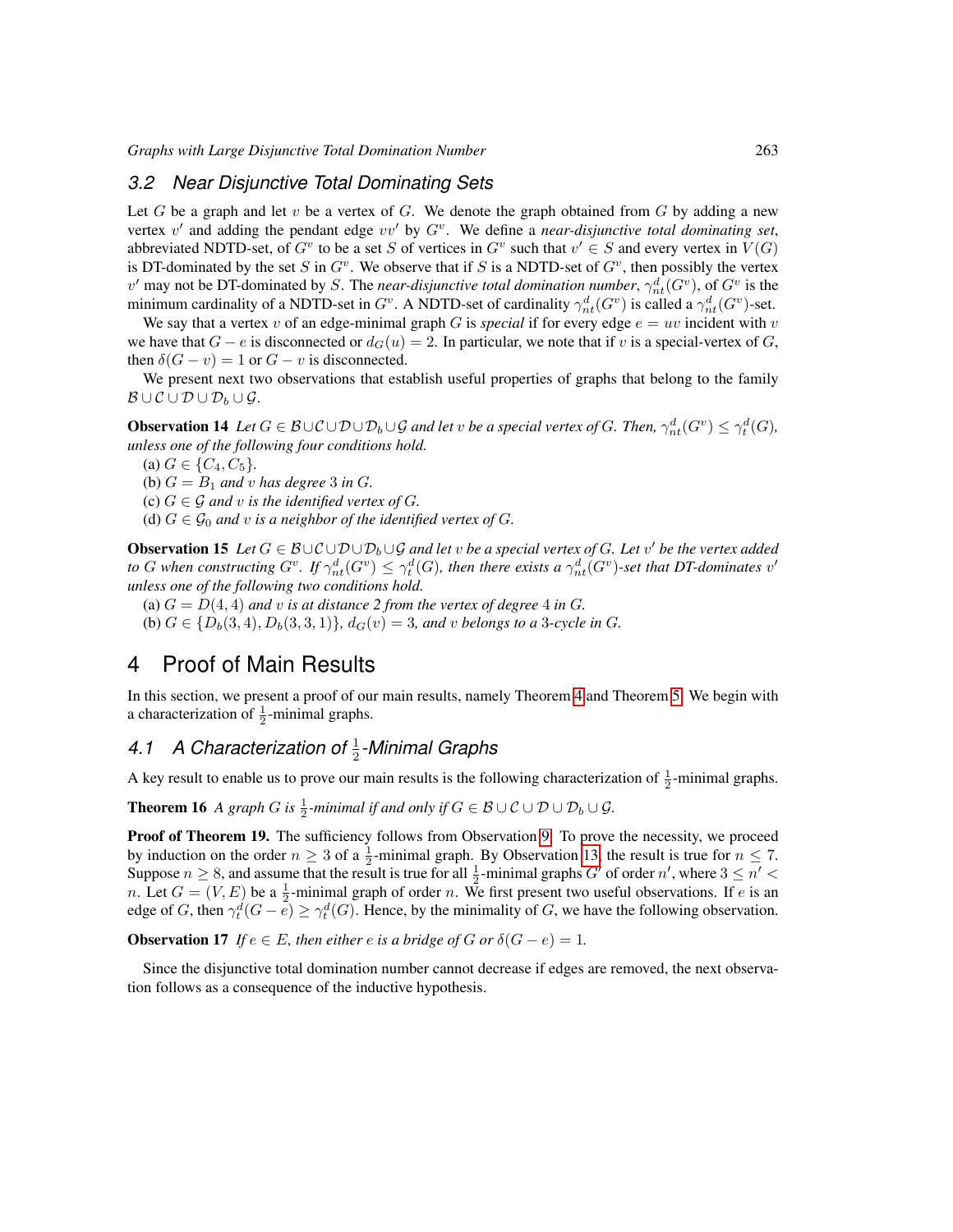### 3.2 Near Disjunctive Total Dominating Sets

Let $G$ be a graph and let $v$ be a vertex of $G$. We denote the graph obtained from $G$ by adding a new vertex $v'$ and adding the pendant edge $vv'$ by $G^v$. We define a *near-disjunctive total dominating set*, abbreviated NDTD-set, of $G^v$ to be a set $S$ of vertices in $G^v$ such that $v' \in S$ and every vertex in $V(G)$ is DT-dominated by the set $S$ in $G^v$. We observe that if $S$ is a NDTD-set of $G^v$, then possibly the vertex $v'$ may not be DT-dominated by $S$. The *near-disjunctive total domination number*, $\gamma_{nt}^d(G^v)$, of $G^v$ is the minimum cardinality of a NDTD-set in $G^v$. A NDTD-set of cardinality $\gamma_{nt}^d(G^v)$ is called a $\gamma_{nt}^d(G^v)$-set.

We say that a vertex $v$ of an edge-minimal graph $G$ is *special* if for every edge $e = uv$ incident with $v$ we have that $G - e$ is disconnected or $d_G(u) = 2$. In particular, we note that if $v$ is a special-vertex of $G$, then $\delta(G - v) = 1$ or $G - v$ is disconnected.

We present next two observations that establish useful properties of graphs that belong to the family $\mathcal{B} \cup \mathcal{C} \cup \mathcal{D} \cup \mathcal{D}_b \cup \mathcal{G}$.

**Observation 14** *Let $G \in \mathcal{B} \cup \mathcal{C} \cup \mathcal{D} \cup \mathcal{D}_b \cup \mathcal{G}$ and let $v$ be a special vertex of $G$. Then, $\gamma_{nt}^d(G^v) \le \gamma_t^d(G)$, unless one of the following four conditions hold.*

(a) $G \in \{C_4, C_5\}$.
(b) $G = B_1$ *and $v$ has degree 3 in $G$.*
(c) $G \in \mathcal{G}$ *and $v$ is the identified vertex of $G$.*
(d) $G \in \mathcal{G}_0$ *and $v$ is a neighbor of the identified vertex of $G$.*

**Observation 15** *Let $G \in \mathcal{B} \cup \mathcal{C} \cup \mathcal{D} \cup \mathcal{D}_b \cup \mathcal{G}$ and let $v$ be a special vertex of $G$. Let $v'$ be the vertex added to $G$ when constructing $G^v$. If $\gamma_{nt}^d(G^v) \le \gamma_t^d(G)$, then there exists a $\gamma_{nt}^d(G^v)$-set that DT-dominates $v'$ unless one of the following two conditions hold.*

(a) $G = D(4,4)$ *and $v$ is at distance 2 from the vertex of degree 4 in $G$.*
(b) $G \in \{D_b(3,4), D_b(3,3,1)\}$, $d_G(v) = 3$, *and $v$ belongs to a 3-cycle in $G$.*

## 4 Proof of Main Results

In this section, we present a proof of our main results, namely Theorem 4 and Theorem 5. We begin with a characterization of $\frac{1}{2}$-minimal graphs.

### 4.1 A Characterization of $\frac{1}{2}$-Minimal Graphs

A key result to enable us to prove our main results is the following characterization of $\frac{1}{2}$-minimal graphs.

**Theorem 16** *A graph $G$ is $\frac{1}{2}$-minimal if and only if $G \in \mathcal{B} \cup \mathcal{C} \cup \mathcal{D} \cup \mathcal{D}_b \cup \mathcal{G}$.*

**Proof of Theorem 19.** The sufficiency follows from Observation 9. To prove the necessity, we proceed by induction on the order $n \ge 3$ of a $\frac{1}{2}$-minimal graph. By Observation 13, the result is true for $n \le 7$. Suppose $n \ge 8$, and assume that the result is true for all $\frac{1}{2}$-minimal graphs $G'$ of order $n'$, where $3 \le n' < n$. Let $G = (V, E)$ be a $\frac{1}{2}$-minimal graph of order $n$. We first present two useful observations. If $e$ is an edge of $G$, then $\gamma_t^d(G - e) \ge \gamma_t^d(G)$. Hence, by the minimality of $G$, we have the following observation.

**Observation 17** *If $e \in E$, then either $e$ is a bridge of $G$ or $\delta(G - e) = 1$.*

Since the disjunctive total domination number cannot decrease if edges are removed, the next observation follows as a consequence of the inductive hypothesis.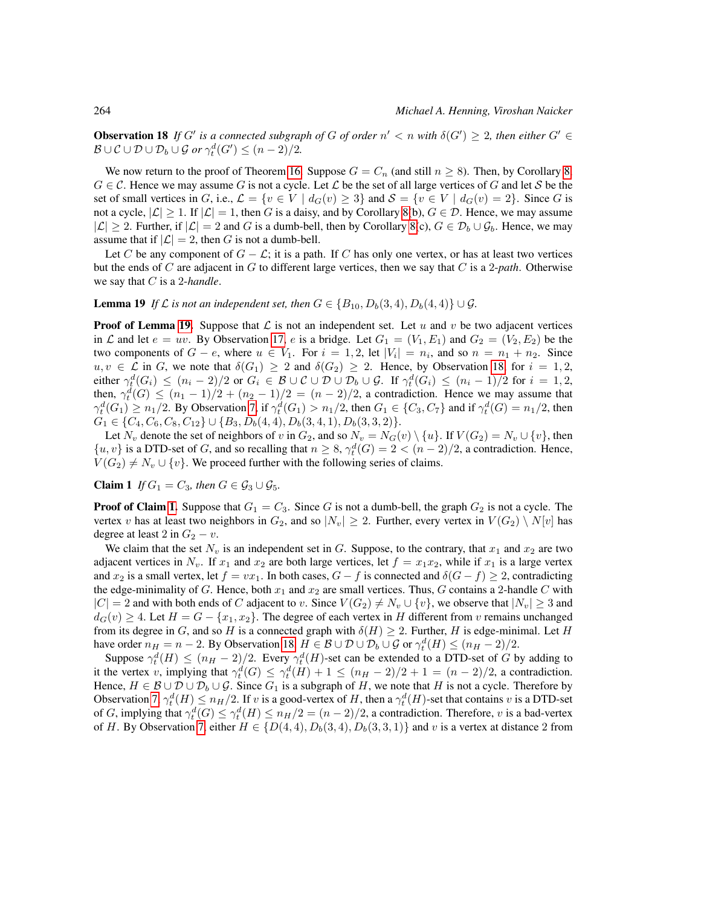**Observation 18** *If $G'$ is a connected subgraph of $G$ of order $n' < n$ with $\delta(G') \geq 2$, then either $G' \in \mathcal{B} \cup \mathcal{C} \cup \mathcal{D} \cup \mathcal{D}_b \cup \mathcal{G}$ or $\gamma_t^d(G') \leq (n-2)/2$.*

We now return to the proof of Theorem 16. Suppose $G = C_n$ (and still $n \geq 8$). Then, by Corollary 8, $G \in \mathcal{C}$. Hence we may assume $G$ is not a cycle. Let $\mathcal{L}$ be the set of all large vertices of $G$ and let $\mathcal{S}$ be the set of small vertices in $G$, i.e., $\mathcal{L} = \{v \in V \mid d_G(v) \geq 3\}$ and $\mathcal{S} = \{v \in V \mid d_G(v) = 2\}$. Since $G$ is not a cycle, $|\mathcal{L}| \geq 1$. If $|\mathcal{L}| = 1$, then $G$ is a daisy, and by Corollary 8(b), $G \in \mathcal{D}$. Hence, we may assume $|\mathcal{L}| \geq 2$. Further, if $|\mathcal{L}| = 2$ and $G$ is a dumb-bell, then by Corollary 8(c), $G \in \mathcal{D}_b \cup \mathcal{G}_b$. Hence, we may assume that if $|\mathcal{L}| = 2$, then $G$ is not a dumb-bell.

Let $C$ be any component of $G - \mathcal{L}$; it is a path. If $C$ has only one vertex, or has at least two vertices but the ends of $C$ are adjacent in $G$ to different large vertices, then we say that $C$ is a 2-*path*. Otherwise we say that $C$ is a 2-*handle*.

**Lemma 19** *If $\mathcal{L}$ is not an independent set, then $G \in \{B_{10}, D_b(3,4), D_b(4,4)\} \cup \mathcal{G}$.*

**Proof of Lemma 19.** Suppose that $\mathcal{L}$ is not an independent set. Let $u$ and $v$ be two adjacent vertices in $\mathcal{L}$ and let $e = uv$. By Observation 17, $e$ is a bridge. Let $G_1 = (V_1, E_1)$ and $G_2 = (V_2, E_2)$ be the two components of $G - e$, where $u \in V_1$. For $i = 1, 2$, let $|V_i| = n_i$, and so $n = n_1 + n_2$. Since $u, v \in \mathcal{L}$ in $G$, we note that $\delta(G_1) \geq 2$ and $\delta(G_2) \geq 2$. Hence, by Observation 18, for $i = 1, 2$, either $\gamma_t^d(G_i) \leq (n_i - 2)/2$ or $G_i \in \mathcal{B} \cup \mathcal{C} \cup \mathcal{D} \cup \mathcal{D}_b \cup \mathcal{G}$. If $\gamma_t^d(G_i) \leq (n_i - 1)/2$ for $i = 1, 2$, then, $\gamma_t^d(G) \leq (n_1 - 1)/2 + (n_2 - 1)/2 = (n-2)/2$, a contradiction. Hence we may assume that $\gamma_t^d(G_1) \geq n_1/2$. By Observation 7, if $\gamma_t^d(G_1) > n_1/2$, then $G_1 \in \{C_3, C_7\}$ and if $\gamma_t^d(G) = n_1/2$, then $G_1 \in \{C_4, C_6, C_8, C_{12}\} \cup \{B_3, D_b(4,4), D_b(3,4,1), D_b(3,3,2)\}$.

Let $N_v$ denote the set of neighbors of $v$ in $G_2$, and so $N_v = N_G(v) \setminus \{u\}$. If $V(G_2) = N_v \cup \{v\}$, then $\{u, v\}$ is a DTD-set of $G$, and so recalling that $n \geq 8$, $\gamma_t^d(G) = 2 < (n-2)/2$, a contradiction. Hence, $V(G_2) \neq N_v \cup \{v\}$. We proceed further with the following series of claims.

**Claim 1** *If $G_1 = C_3$, then $G \in \mathcal{G}_3 \cup \mathcal{G}_5$.*

**Proof of Claim 1.** Suppose that $G_1 = C_3$. Since $G$ is not a dumb-bell, the graph $G_2$ is not a cycle. The vertex $v$ has at least two neighbors in $G_2$, and so $|N_v| \geq 2$. Further, every vertex in $V(G_2) \setminus N[v]$ has degree at least 2 in $G_2 - v$.

We claim that the set $N_v$ is an independent set in $G$. Suppose, to the contrary, that $x_1$ and $x_2$ are two adjacent vertices in $N_v$. If $x_1$ and $x_2$ are both large vertices, let $f = x_1x_2$, while if $x_1$ is a large vertex and $x_2$ is a small vertex, let $f = vx_1$. In both cases, $G - f$ is connected and $\delta(G - f) \geq 2$, contradicting the edge-minimality of $G$. Hence, both $x_1$ and $x_2$ are small vertices. Thus, $G$ contains a 2-handle $C$ with $|C| = 2$ and with both ends of $C$ adjacent to $v$. Since $V(G_2) \neq N_v \cup \{v\}$, we observe that $|N_v| \geq 3$ and $d_G(v) \geq 4$. Let $H = G - \{x_1, x_2\}$. The degree of each vertex in $H$ different from $v$ remains unchanged from its degree in $G$, and so $H$ is a connected graph with $\delta(H) \geq 2$. Further, $H$ is edge-minimal. Let $H$ have order $n_H = n - 2$. By Observation 18, $H \in \mathcal{B} \cup \mathcal{D} \cup \mathcal{D}_b \cup \mathcal{G}$ or $\gamma_t^d(H) \leq (n_H - 2)/2$.

Suppose $\gamma_t^d(H) \leq (n_H - 2)/2$. Every $\gamma_t^d(H)$-set can be extended to a DTD-set of $G$ by adding to it the vertex $v$, implying that $\gamma_t^d(G) \leq \gamma_t^d(H) + 1 \leq (n_H - 2)/2 + 1 = (n-2)/2$, a contradiction. Hence, $H \in \mathcal{B} \cup \mathcal{D} \cup \mathcal{D}_b \cup \mathcal{G}$. Since $G_1$ is a subgraph of $H$, we note that $H$ is not a cycle. Therefore by Observation 7, $\gamma_t^d(H) \leq n_H/2$. If $v$ is a good-vertex of $H$, then a $\gamma_t^d(H)$-set that contains $v$ is a DTD-set of $G$, implying that $\gamma_t^d(G) \leq \gamma_t^d(H) \leq n_H/2 = (n-2)/2$, a contradiction. Therefore, $v$ is a bad-vertex of $H$. By Observation 7, either $H \in \{D(4,4), D_b(3,4), D_b(3,3,1)\}$ and $v$ is a vertex at distance 2 from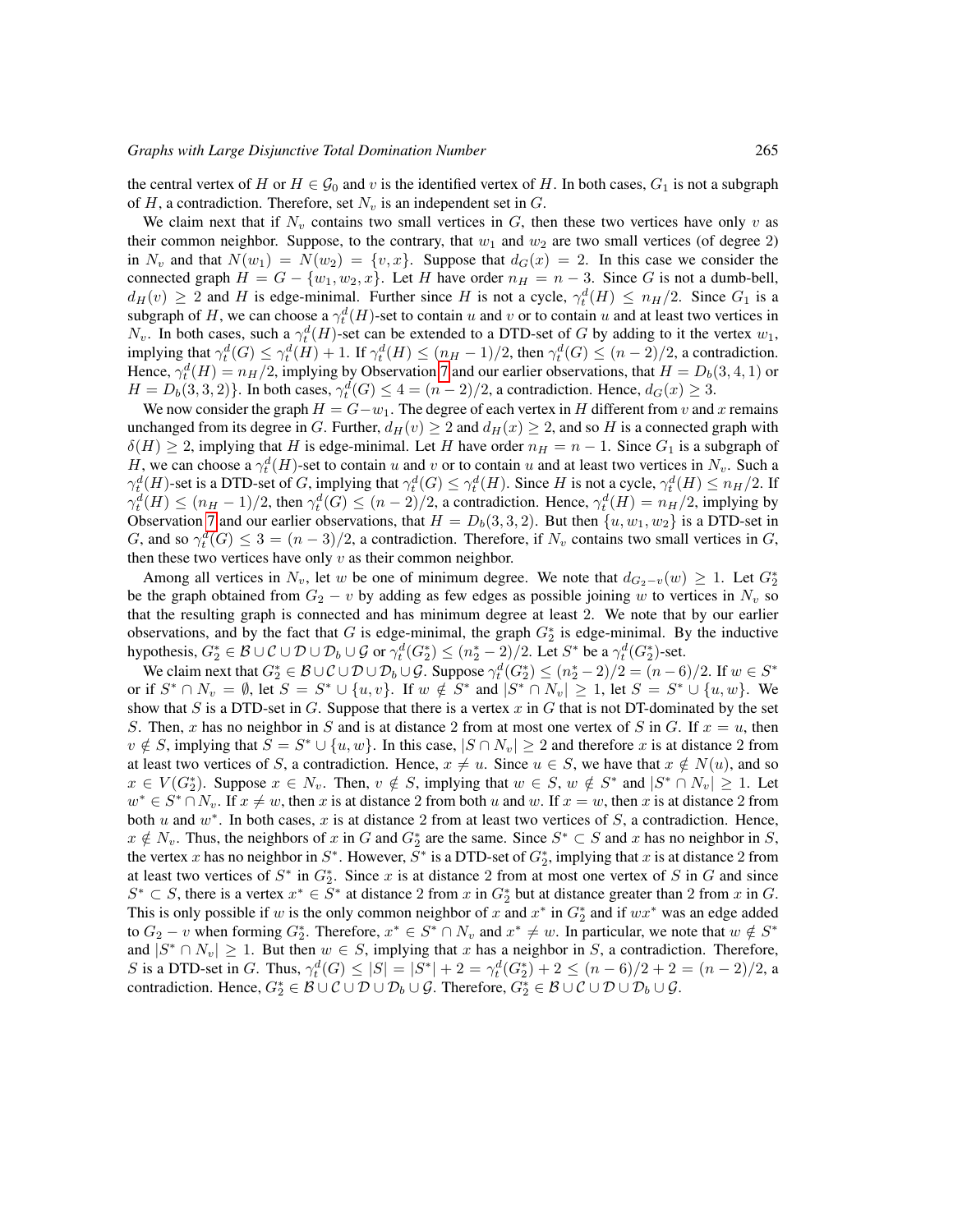the central vertex of $H$ or $H \in \mathcal{G}_0$ and $v$ is the identified vertex of $H$. In both cases, $G_1$ is not a subgraph of $H$, a contradiction. Therefore, set $N_v$ is an independent set in $G$.

We claim next that if $N_v$ contains two small vertices in $G$, then these two vertices have only $v$ as their common neighbor. Suppose, to the contrary, that $w_1$ and $w_2$ are two small vertices (of degree 2) in $N_v$ and that $N(w_1) = N(w_2) = \{v, x\}$. Suppose that $d_G(x) = 2$. In this case we consider the connected graph $H = G - \{w_1, w_2, x\}$. Let $H$ have order $n_H = n - 3$. Since $G$ is not a dumb-bell, $d_H(v) \geq 2$ and $H$ is edge-minimal. Further since $H$ is not a cycle, $\gamma_t^d(H) \leq n_H/2$. Since $G_1$ is a subgraph of $H$, we can choose a $\gamma_t^d(H)$-set to contain $u$ and $v$ or to contain $u$ and at least two vertices in $N_v$. In both cases, such a $\gamma_t^d(H)$-set can be extended to a DTD-set of $G$ by adding to it the vertex $w_1$, implying that $\gamma_t^d(G) \leq \gamma_t^d(H) + 1$. If $\gamma_t^d(H) \leq (n_H - 1)/2$, then $\gamma_t^d(G) \leq (n-2)/2$, a contradiction. Hence, $\gamma_t^d(H) = n_H/2$, implying by Observation 7 and our earlier observations, that $H = D_b(3, 4, 1)$ or $H = D_b(3, 3, 2)\}$. In both cases, $\gamma_t^d(G) \leq 4 = (n-2)/2$, a contradiction. Hence, $d_G(x) \geq 3$.

We now consider the graph $H = G - w_1$. The degree of each vertex in $H$ different from $v$ and $x$ remains unchanged from its degree in $G$. Further, $d_H(v) \geq 2$ and $d_H(x) \geq 2$, and so $H$ is a connected graph with $\delta(H) \geq 2$, implying that $H$ is edge-minimal. Let $H$ have order $n_H = n - 1$. Since $G_1$ is a subgraph of $H$, we can choose a $\gamma_t^d(H)$-set to contain $u$ and $v$ or to contain $u$ and at least two vertices in $N_v$. Such a $\gamma_t^d(H)$-set is a DTD-set of $G$, implying that $\gamma_t^d(G) \leq \gamma_t^d(H)$. Since $H$ is not a cycle, $\gamma_t^d(H) \leq n_H/2$. If $\gamma_t^d(H) \leq (n_H - 1)/2$, then $\gamma_t^d(G) \leq (n-2)/2$, a contradiction. Hence, $\gamma_t^d(H) = n_H/2$, implying by Observation 7 and our earlier observations, that $H = D_b(3, 3, 2)$. But then $\{u, w_1, w_2\}$ is a DTD-set in $G$, and so $\gamma_t^d(G) \leq 3 = (n-3)/2$, a contradiction. Therefore, if $N_v$ contains two small vertices in $G$, then these two vertices have only $v$ as their common neighbor.

Among all vertices in $N_v$, let $w$ be one of minimum degree. We note that $d_{G_2 - v}(w) \geq 1$. Let $G_2^*$ be the graph obtained from $G_2 - v$ by adding as few edges as possible joining $w$ to vertices in $N_v$ so that the resulting graph is connected and has minimum degree at least 2. We note that by our earlier observations, and by the fact that $G$ is edge-minimal, the graph $G_2^*$ is edge-minimal. By the inductive hypothesis, $G_2^* \in \mathcal{B} \cup \mathcal{C} \cup \mathcal{D} \cup \mathcal{D}_b \cup \mathcal{G}$ or $\gamma_t^d(G_2^*) \leq (n_2^* - 2)/2$. Let $S^*$ be a $\gamma_t^d(G_2^*)$-set.

We claim next that $G_2^* \in \mathcal{B} \cup \mathcal{C} \cup \mathcal{D} \cup \mathcal{D}_b \cup \mathcal{G}$. Suppose $\gamma_t^d(G_2^*) \leq (n_2^* - 2)/2 = (n-6)/2$. If $w \in S^*$ or if $S^* \cap N_v = \emptyset$, let $S = S^* \cup \{u, v\}$. If $w \notin S^*$ and $|S^* \cap N_v| \geq 1$, let $S = S^* \cup \{u, w\}$. We show that $S$ is a DTD-set in $G$. Suppose that there is a vertex $x$ in $G$ that is not DT-dominated by the set $S$. Then, $x$ has no neighbor in $S$ and is at distance 2 from at most one vertex of $S$ in $G$. If $x = u$, then $v \notin S$, implying that $S = S^* \cup \{u, w\}$. In this case, $|S \cap N_v| \geq 2$ and therefore $x$ is at distance 2 from at least two vertices of $S$, a contradiction. Hence, $x \neq u$. Since $u \in S$, we have that $x \notin N(u)$, and so $x \in V(G_2^*)$. Suppose $x \in N_v$. Then, $v \notin S$, implying that $w \in S$, $w \notin S^*$ and $|S^* \cap N_v| \geq 1$. Let $w^* \in S^* \cap N_v$. If $x \neq w$, then $x$ is at distance 2 from both $u$ and $w$. If $x = w$, then $x$ is at distance 2 from both $u$ and $w^*$. In both cases, $x$ is at distance 2 from at least two vertices of $S$, a contradiction. Hence, $x \notin N_v$. Thus, the neighbors of $x$ in $G$ and $G_2^*$ are the same. Since $S^* \subset S$ and $x$ has no neighbor in $S$, the vertex $x$ has no neighbor in $S^*$. However, $S^*$ is a DTD-set of $G_2^*$, implying that $x$ is at distance 2 from at least two vertices of $S^*$ in $G_2^*$. Since $x$ is at distance 2 from at most one vertex of $S$ in $G$ and since $S^* \subset S$, there is a vertex $x^* \in S^*$ at distance 2 from $x$ in $G_2^*$ but at distance greater than 2 from $x$ in $G$. This is only possible if $w$ is the only common neighbor of $x$ and $x^*$ in $G_2^*$ and if $wx^*$ was an edge added to $G_2 - v$ when forming $G_2^*$. Therefore, $x^* \in S^* \cap N_v$ and $x^* \neq w$. In particular, we note that $w \notin S^*$ and $|S^* \cap N_v| \geq 1$. But then $w \in S$, implying that $x$ has a neighbor in $S$, a contradiction. Therefore, $S$ is a DTD-set in $G$. Thus, $\gamma_t^d(G) \leq |S| = |S^*| + 2 = \gamma_t^d(G_2^*) + 2 \leq (n-6)/2 + 2 = (n-2)/2$, a contradiction. Hence, $G_2^* \in \mathcal{B} \cup \mathcal{C} \cup \mathcal{D} \cup \mathcal{D}_b \cup \mathcal{G}$. Therefore, $G_2^* \in \mathcal{B} \cup \mathcal{C} \cup \mathcal{D} \cup \mathcal{D}_b \cup \mathcal{G}$.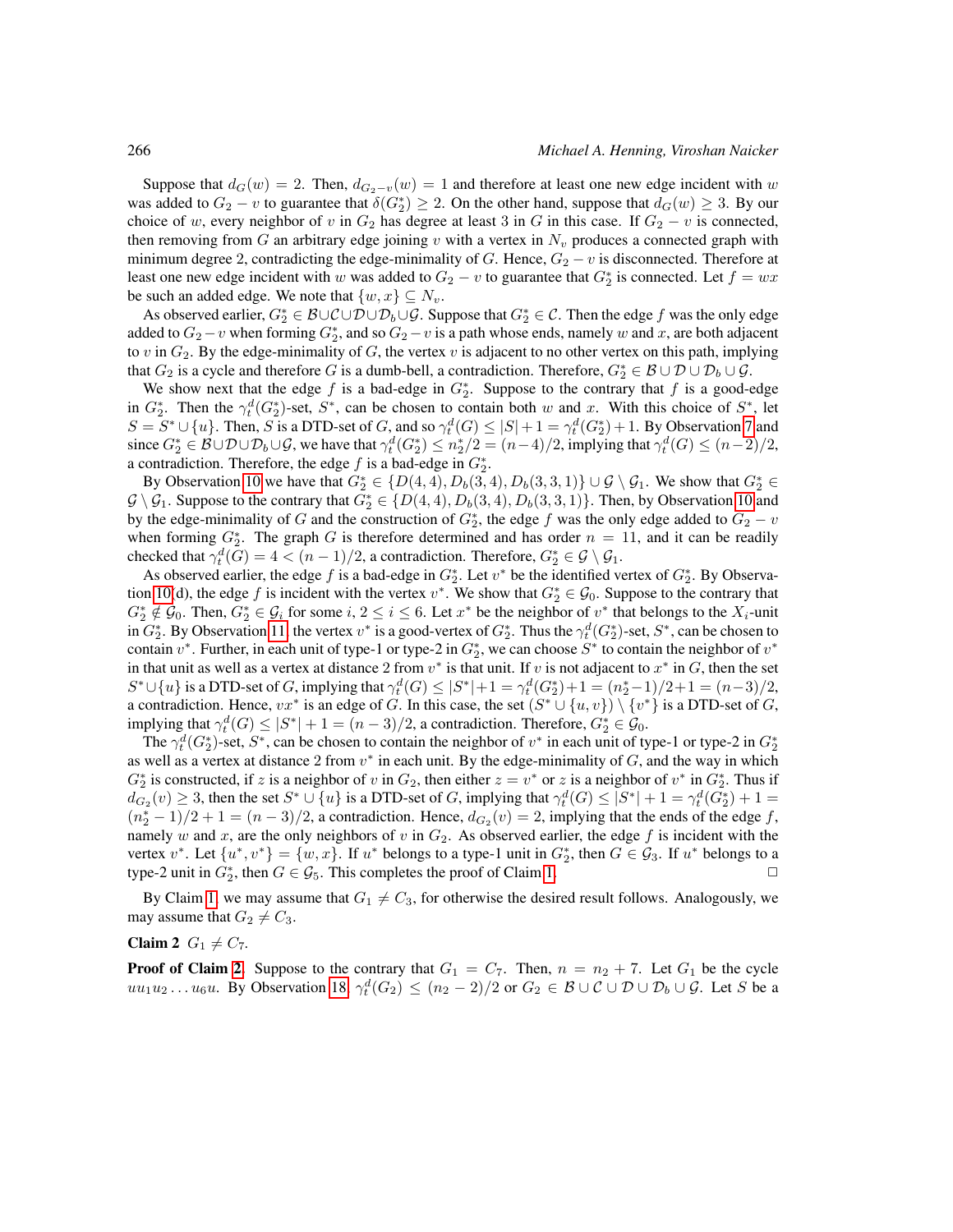Suppose that $d_G(w) = 2$. Then, $d_{G_2-v}(w) = 1$ and therefore at least one new edge incident with $w$ was added to $G_2 - v$ to guarantee that $\delta(G_2^*) \geq 2$. On the other hand, suppose that $d_G(w) \geq 3$. By our choice of $w$, every neighbor of $v$ in $G_2$ has degree at least 3 in $G$ in this case. If $G_2 - v$ is connected, then removing from $G$ an arbitrary edge joining $v$ with a vertex in $N_v$ produces a connected graph with minimum degree 2, contradicting the edge-minimality of $G$. Hence, $G_2 - v$ is disconnected. Therefore at least one new edge incident with $w$ was added to $G_2 - v$ to guarantee that $G_2^*$ is connected. Let $f = wx$ be such an added edge. We note that $\{w, x\} \subseteq N_v$.

As observed earlier, $G_2^* \in \mathcal{B} \cup \mathcal{C} \cup \mathcal{D} \cup \mathcal{D}_b \cup \mathcal{G}$. Suppose that $G_2^* \in \mathcal{C}$. Then the edge $f$ was the only edge added to $G_2 - v$ when forming $G_2^*$, and so $G_2 - v$ is a path whose ends, namely $w$ and $x$, are both adjacent to $v$ in $G_2$. By the edge-minimality of $G$, the vertex $v$ is adjacent to no other vertex on this path, implying that $G_2$ is a cycle and therefore $G$ is a dumb-bell, a contradiction. Therefore, $G_2^* \in \mathcal{B} \cup \mathcal{D} \cup \mathcal{D}_b \cup \mathcal{G}$.

We show next that the edge $f$ is a bad-edge in $G_2^*$. Suppose to the contrary that $f$ is a good-edge in $G_2^*$. Then the $\gamma_t^d(G_2^*)$-set, $S^*$, can be chosen to contain both $w$ and $x$. With this choice of $S^*$, let $S = S^* \cup \{u\}$. Then, $S$ is a DTD-set of $G$, and so $\gamma_t^d(G) \leq |S| + 1 = \gamma_t^d(G_2^*) + 1$. By Observation 7 and since $G_2^* \in \mathcal{B} \cup \mathcal{D} \cup \mathcal{D}_b \cup \mathcal{G}$, we have that $\gamma_t^d(G_2^*) \leq n_2^*/2 = (n-4)/2$, implying that $\gamma_t^d(G) \leq (n-2)/2$, a contradiction. Therefore, the edge $f$ is a bad-edge in $G_2^*$.

By Observation 10 we have that $G_2^* \in \{D(4,4), D_b(3,4), D_b(3,3,1)\} \cup \mathcal{G} \setminus \mathcal{G}_1$. We show that $G_2^* \in \mathcal{G} \setminus \mathcal{G}_1$. Suppose to the contrary that $G_2^* \in \{D(4,4), D_b(3,4), D_b(3,3,1)\}$. Then, by Observation 10 and by the edge-minimality of $G$ and the construction of $G_2^*$, the edge $f$ was the only edge added to $G_2 - v$ when forming $G_2^*$. The graph $G$ is therefore determined and has order $n = 11$, and it can be readily checked that $\gamma_t^d(G) = 4 < (n-1)/2$, a contradiction. Therefore, $G_2^* \in \mathcal{G} \setminus \mathcal{G}_1$.

As observed earlier, the edge $f$ is a bad-edge in $G_2^*$. Let $v^*$ be the identified vertex of $G_2^*$. By Observation 10(d), the edge $f$ is incident with the vertex $v^*$. We show that $G_2^* \in \mathcal{G}_0$. Suppose to the contrary that $G_2^* \notin \mathcal{G}_0$. Then, $G_2^* \in \mathcal{G}_i$ for some $i$, $2 \leq i \leq 6$. Let $x^*$ be the neighbor of $v^*$ that belongs to the $X_i$-unit in $G_2^*$. By Observation 11, the vertex $v^*$ is a good-vertex of $G_2^*$. Thus the $\gamma_t^d(G_2^*)$-set, $S^*$, can be chosen to contain $v^*$. Further, in each unit of type-1 or type-2 in $G_2^*$, we can choose $S^*$ to contain the neighbor of $v^*$ in that unit as well as a vertex at distance 2 from $v^*$ is that unit. If $v$ is not adjacent to $x^*$ in $G$, then the set $S^* \cup \{u\}$ is a DTD-set of $G$, implying that $\gamma_t^d(G) \leq |S^*| + 1 = \gamma_t^d(G_2^*) + 1 = (n_2^* - 1)/2 + 1 = (n-3)/2$, a contradiction. Hence, $vx^*$ is an edge of $G$. In this case, the set $(S^* \cup \{u, v\}) \setminus \{v^*\}$ is a DTD-set of $G$, implying that $\gamma_t^d(G) \leq |S^*| + 1 = (n-3)/2$, a contradiction. Therefore, $G_2^* \in \mathcal{G}_0$.

The $\gamma_t^d(G_2^*)$-set, $S^*$, can be chosen to contain the neighbor of $v^*$ in each unit of type-1 or type-2 in $G_2^*$ as well as a vertex at distance 2 from $v^*$ in each unit. By the edge-minimality of $G$, and the way in which $G_2^*$ is constructed, if $z$ is a neighbor of $v$ in $G_2$, then either $z = v^*$ or $z$ is a neighbor of $v^*$ in $G_2^*$. Thus if $d_{G_2}(v) \geq 3$, then the set $S^* \cup \{u\}$ is a DTD-set of $G$, implying that $\gamma_t^d(G) \leq |S^*| + 1 = \gamma_t^d(G_2^*) + 1 = (n_2^* - 1)/2 + 1 = (n-3)/2$, a contradiction. Hence, $d_{G_2}(v) = 2$, implying that the ends of the edge $f$, namely $w$ and $x$, are the only neighbors of $v$ in $G_2$. As observed earlier, the edge $f$ is incident with the vertex $v^*$. Let $\{u^*, v^*\} = \{w, x\}$. If $u^*$ belongs to a type-1 unit in $G_2^*$, then $G \in \mathcal{G}_3$. If $u^*$ belongs to a type-2 unit in $G_2^*$, then $G \in \mathcal{G}_5$. This completes the proof of Claim 1. $\square$

By Claim 1, we may assume that $G_1 \neq C_3$, for otherwise the desired result follows. Analogously, we may assume that $G_2 \neq C_3$.

**Claim 2** $G_1 \neq C_7$.

**Proof of Claim 2.** Suppose to the contrary that $G_1 = C_7$. Then, $n = n_2 + 7$. Let $G_1$ be the cycle $uu_1u_2 \ldots u_6u$. By Observation 18, $\gamma_t^d(G_2) \leq (n_2 - 2)/2$ or $G_2 \in \mathcal{B} \cup \mathcal{C} \cup \mathcal{D} \cup \mathcal{D}_b \cup \mathcal{G}$. Let $S$ be a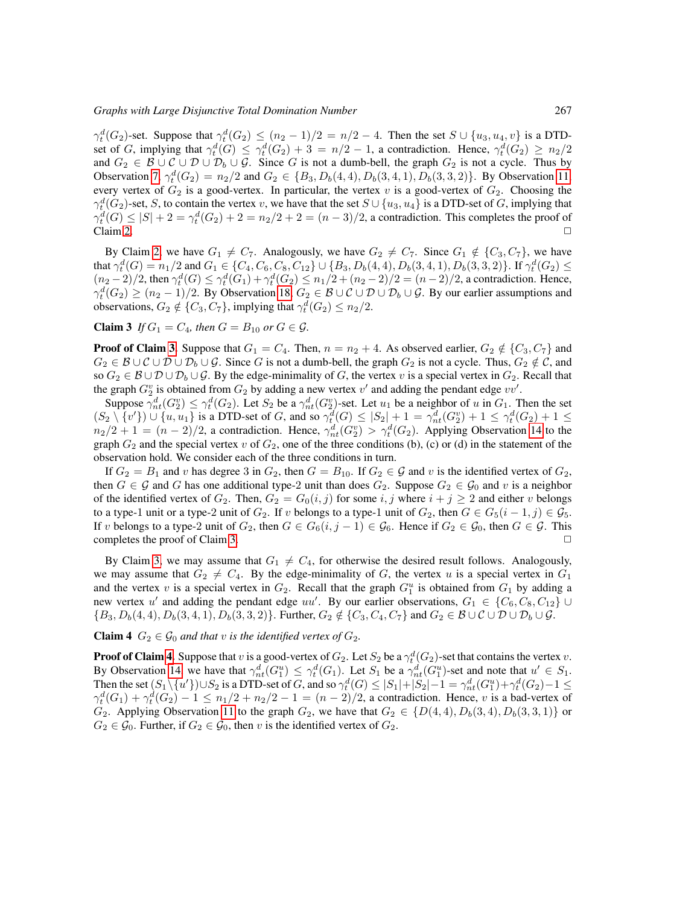$\gamma_t^d(G_2)$-set. Suppose that $\gamma_t^d(G_2) \le (n_2-1)/2 = n/2-4$. Then the set $S \cup \{u_3, u_4, v\}$ is a DTD-set of $G$, implying that $\gamma_t^d(G) \le \gamma_t^d(G_2) + 3 = n/2 - 1$, a contradiction. Hence, $\gamma_t^d(G_2) \ge n_2/2$ and $G_2 \in \mathcal{B} \cup \mathcal{C} \cup \mathcal{D} \cup \mathcal{D}_b \cup \mathcal{G}$. Since $G$ is not a dumb-bell, the graph $G_2$ is not a cycle. Thus by Observation 7, $\gamma_t^d(G_2) = n_2/2$ and $G_2 \in \{B_3, D_b(4,4), D_b(3,4,1), D_b(3,3,2)\}$. By Observation 11, every vertex of $G_2$ is a good-vertex. In particular, the vertex $v$ is a good-vertex of $G_2$. Choosing the $\gamma_t^d(G_2)$-set, $S$, to contain the vertex $v$, we have that the set $S \cup \{u_3, u_4\}$ is a DTD-set of $G$, implying that $\gamma_t^d(G) \le |S| + 2 = \gamma_t^d(G_2) + 2 = n_2/2 + 2 = (n-3)/2$, a contradiction. This completes the proof of Claim 2. □

By Claim 2, we have $G_1 \ne C_7$. Analogously, we have $G_2 \ne C_7$. Since $G_1 \notin \{C_3, C_7\}$, we have that $\gamma_t^d(G) = n_1/2$ and $G_1 \in \{C_4, C_6, C_8, C_{12}\} \cup \{B_3, D_b(4,4), D_b(3,4,1), D_b(3,3,2)\}$. If $\gamma_t^d(G_2) \le (n_2-2)/2$, then $\gamma_t^d(G) \le \gamma_t^d(G_1) + \gamma_t^d(G_2) \le n_1/2 + (n_2-2)/2 = (n-2)/2$, a contradiction. Hence, $\gamma_t^d(G_2) \ge (n_2-1)/2$. By Observation 18, $G_2 \in \mathcal{B} \cup \mathcal{C} \cup \mathcal{D} \cup \mathcal{D}_b \cup \mathcal{G}$. By our earlier assumptions and observations, $G_2 \notin \{C_3, C_7\}$, implying that $\gamma_t^d(G_2) \le n_2/2$.

**Claim 3** *If $G_1 = C_4$, then $G = B_{10}$ or $G \in \mathcal{G}$.*

**Proof of Claim 3.** Suppose that $G_1 = C_4$. Then, $n = n_2 + 4$. As observed earlier, $G_2 \notin \{C_3, C_7\}$ and $G_2 \in \mathcal{B} \cup \mathcal{C} \cup \mathcal{D} \cup \mathcal{D}_b \cup \mathcal{G}$. Since $G$ is not a dumb-bell, the graph $G_2$ is not a cycle. Thus, $G_2 \notin \mathcal{C}$, and so $G_2 \in \mathcal{B} \cup \mathcal{D} \cup \mathcal{D}_b \cup \mathcal{G}$. By the edge-minimality of $G$, the vertex $v$ is a special vertex in $G_2$. Recall that the graph $G_2^v$ is obtained from $G_2$ by adding a new vertex $v'$ and adding the pendant edge $vv'$.

Suppose $\gamma_{nt}^d(G_2^v) \le \gamma_t^d(G_2)$. Let $S_2$ be a $\gamma_{nt}^d(G_2^v)$-set. Let $u_1$ be a neighbor of $u$ in $G_1$. Then the set $(S_2 \setminus \{v'\}) \cup \{u, u_1\}$ is a DTD-set of $G$, and so $\gamma_t^d(G) \le |S_2| + 1 = \gamma_{nt}^d(G_2^v) + 1 \le \gamma_t^d(G_2) + 1 \le n_2/2 + 1 = (n-2)/2$, a contradiction. Hence, $\gamma_{nt}^d(G_2^v) > \gamma_t^d(G_2)$. Applying Observation 14 to the graph $G_2$ and the special vertex $v$ of $G_2$, one of the three conditions (b), (c) or (d) in the statement of the observation hold. We consider each of the three conditions in turn.

If $G_2 = B_1$ and $v$ has degree 3 in $G_2$, then $G = B_{10}$. If $G_2 \in \mathcal{G}$ and $v$ is the identified vertex of $G_2$, then $G \in \mathcal{G}$ and $G$ has one additional type-2 unit than does $G_2$. Suppose $G_2 \in \mathcal{G}_0$ and $v$ is a neighbor of the identified vertex of $G_2$. Then, $G_2 = G_0(i,j)$ for some $i, j$ where $i + j \ge 2$ and either $v$ belongs to a type-1 unit or a type-2 unit of $G_2$. If $v$ belongs to a type-1 unit of $G_2$, then $G \in G_5(i-1, j) \in \mathcal{G}_5$. If $v$ belongs to a type-2 unit of $G_2$, then $G \in G_6(i, j-1) \in \mathcal{G}_6$. Hence if $G_2 \in \mathcal{G}_0$, then $G \in \mathcal{G}$. This completes the proof of Claim 3. □

By Claim 3, we may assume that $G_1 \ne C_4$, for otherwise the desired result follows. Analogously, we may assume that $G_2 \ne C_4$. By the edge-minimality of $G$, the vertex $u$ is a special vertex in $G_1$ and the vertex $v$ is a special vertex in $G_2$. Recall that the graph $G_1^u$ is obtained from $G_1$ by adding a new vertex $u'$ and adding the pendant edge $uu'$. By our earlier observations, $G_1 \in \{C_6, C_8, C_{12}\} \cup \{B_3, D_b(4,4), D_b(3,4,1), D_b(3,3,2)\}$. Further, $G_2 \notin \{C_3, C_4, C_7\}$ and $G_2 \in \mathcal{B} \cup \mathcal{C} \cup \mathcal{D} \cup \mathcal{D}_b \cup \mathcal{G}$.

**Claim 4** *$G_2 \in \mathcal{G}_0$ and that $v$ is the identified vertex of $G_2$.*

**Proof of Claim 4.** Suppose that $v$ is a good-vertex of $G_2$. Let $S_2$ be a $\gamma_t^d(G_2)$-set that contains the vertex $v$. By Observation 14, we have that $\gamma_{nt}^d(G_1^u) \le \gamma_t^d(G_1)$. Let $S_1$ be a $\gamma_{nt}^d(G_1^u)$-set and note that $u' \in S_1$. Then the set $(S_1 \setminus \{u'\}) \cup S_2$ is a DTD-set of $G$, and so $\gamma_t^d(G) \le |S_1| + |S_2| - 1 = \gamma_{nt}^d(G_1^u) + \gamma_t^d(G_2) - 1 \le \gamma_t^d(G_1) + \gamma_t^d(G_2) - 1 \le n_1/2 + n_2/2 - 1 = (n-2)/2$, a contradiction. Hence, $v$ is a bad-vertex of $G_2$. Applying Observation 11 to the graph $G_2$, we have that $G_2 \in \{D(4,4), D_b(3,4), D_b(3,3,1)\}$ or $G_2 \in \mathcal{G}_0$. Further, if $G_2 \in \mathcal{G}_0$, then $v$ is the identified vertex of $G_2$.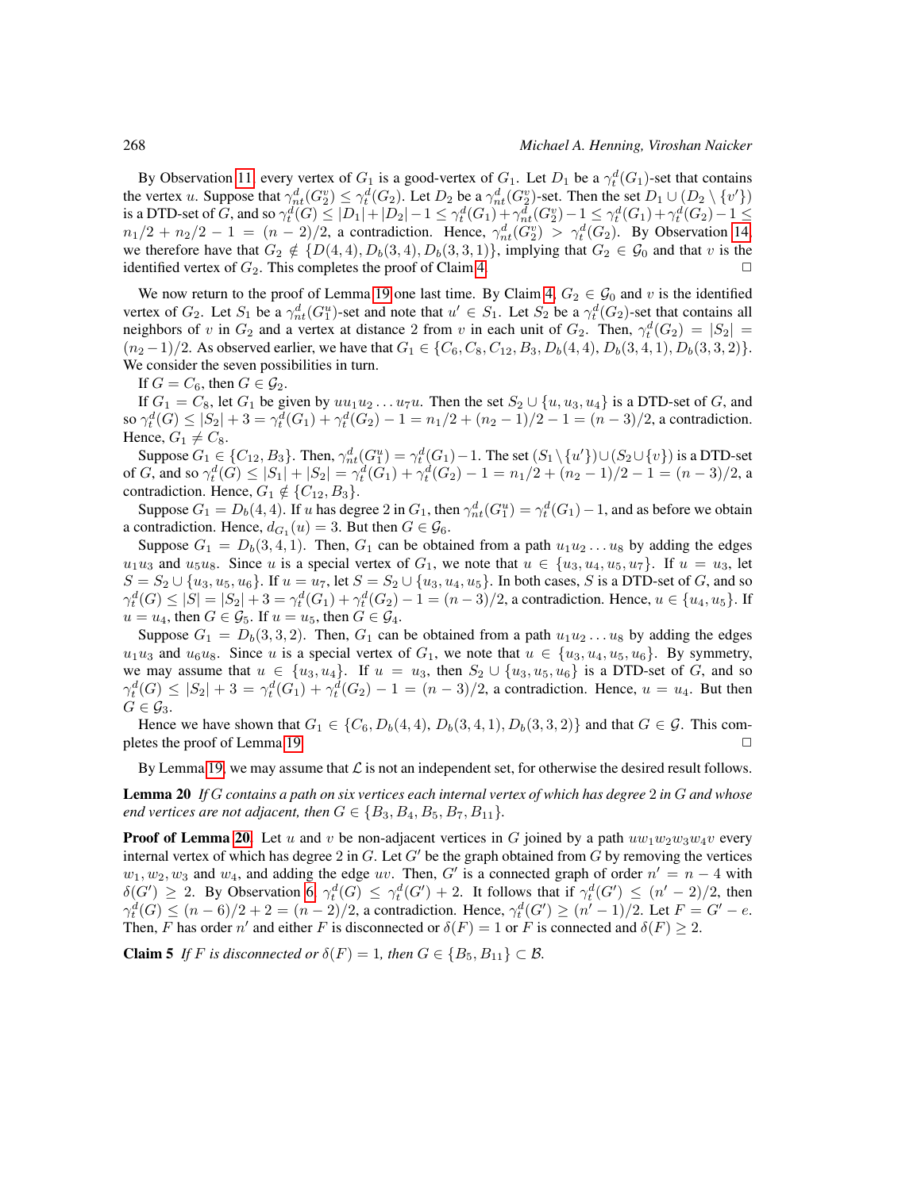By Observation 11, every vertex of $G_1$ is a good-vertex of $G_1$. Let $D_1$ be a $\gamma_t^d(G_1)$-set that contains the vertex $u$. Suppose that $\gamma_{nt}^d(G_2^v) \le \gamma_t^d(G_2)$. Let $D_2$ be a $\gamma_{nt}^d(G_2^v)$-set. Then the set $D_1 \cup (D_2 \setminus \{v'\})$ is a DTD-set of $G$, and so $\gamma_t^d(G) \le |D_1| + |D_2| - 1 \le \gamma_t^d(G_1) + \gamma_{nt}^d(G_2^v) - 1 \le \gamma_t^d(G_1) + \gamma_t^d(G_2) - 1 \le n_1/2 + n_2/2 - 1 = (n-2)/2$, a contradiction. Hence, $\gamma_{nt}^d(G_2^v) > \gamma_t^d(G_2)$. By Observation 14, we therefore have that $G_2 \notin \{D(4,4), D_b(3,4), D_b(3,3,1)\}$, implying that $G_2 \in \mathcal{G}_0$ and that $v$ is the identified vertex of $G_2$. This completes the proof of Claim 4. □

We now return to the proof of Lemma 19 one last time. By Claim 4, $G_2 \in \mathcal{G}_0$ and $v$ is the identified vertex of $G_2$. Let $S_1$ be a $\gamma_{nt}^d(G_1^u)$-set and note that $u' \in S_1$. Let $S_2$ be a $\gamma_t^d(G_2)$-set that contains all neighbors of $v$ in $G_2$ and a vertex at distance 2 from $v$ in each unit of $G_2$. Then, $\gamma_t^d(G_2) = |S_2| = (n_2-1)/2$. As observed earlier, we have that $G_1 \in \{C_6, C_8, C_{12}, B_3, D_b(4,4), D_b(3,4,1), D_b(3,3,2)\}$. We consider the seven possibilities in turn.

If $G = C_6$, then $G \in \mathcal{G}_2$.

If $G_1 = C_8$, let $G_1$ be given by $uu_1u_2 \dots u_7u$. Then the set $S_2 \cup \{u, u_3, u_4\}$ is a DTD-set of $G$, and so $\gamma_t^d(G) \le |S_2| + 3 = \gamma_t^d(G_1) + \gamma_t^d(G_2) - 1 = n_1/2 + (n_2-1)/2 - 1 = (n-3)/2$, a contradiction. Hence, $G_1 \ne C_8$.

Suppose $G_1 \in \{C_{12}, B_3\}$. Then, $\gamma_{nt}^d(G_1^u) = \gamma_t^d(G_1) - 1$. The set $(S_1 \setminus \{u'\}) \cup (S_2 \cup \{v\})$ is a DTD-set of $G$, and so $\gamma_t^d(G) \le |S_1| + |S_2| = \gamma_t^d(G_1) + \gamma_t^d(G_2) - 1 = n_1/2 + (n_2-1)/2 - 1 = (n-3)/2$, a contradiction. Hence, $G_1 \notin \{C_{12}, B_3\}$.

Suppose $G_1 = D_b(4,4)$. If $u$ has degree 2 in $G_1$, then $\gamma_{nt}^d(G_1^u) = \gamma_t^d(G_1) - 1$, and as before we obtain a contradiction. Hence, $d_{G_1}(u) = 3$. But then $G \in \mathcal{G}_6$.

Suppose $G_1 = D_b(3,4,1)$. Then, $G_1$ can be obtained from a path $u_1u_2 \dots u_8$ by adding the edges $u_1u_3$ and $u_5u_8$. Since $u$ is a special vertex of $G_1$, we note that $u \in \{u_3, u_4, u_5, u_7\}$. If $u = u_3$, let $S = S_2 \cup \{u_3, u_5, u_6\}$. If $u = u_7$, let $S = S_2 \cup \{u_3, u_4, u_5\}$. In both cases, $S$ is a DTD-set of $G$, and so $\gamma_t^d(G) \le |S| = |S_2| + 3 = \gamma_t^d(G_1) + \gamma_t^d(G_2) - 1 = (n-3)/2$, a contradiction. Hence, $u \in \{u_4, u_5\}$. If $u = u_4$, then $G \in \mathcal{G}_5$. If $u = u_5$, then $G \in \mathcal{G}_4$.

Suppose $G_1 = D_b(3,3,2)$. Then, $G_1$ can be obtained from a path $u_1u_2 \dots u_8$ by adding the edges $u_1u_3$ and $u_6u_8$. Since $u$ is a special vertex of $G_1$, we note that $u \in \{u_3, u_4, u_5, u_6\}$. By symmetry, we may assume that $u \in \{u_3, u_4\}$. If $u = u_3$, then $S_2 \cup \{u_3, u_5, u_6\}$ is a DTD-set of $G$, and so $\gamma_t^d(G) \le |S_2| + 3 = \gamma_t^d(G_1) + \gamma_t^d(G_2) - 1 = (n-3)/2$, a contradiction. Hence, $u = u_4$. But then $G \in \mathcal{G}_3$.

Hence we have shown that $G_1 \in \{C_6, D_b(4,4), D_b(3,4,1), D_b(3,3,2)\}$ and that $G \in \mathcal{G}$. This completes the proof of Lemma 19. □

By Lemma 19, we may assume that $\mathcal{L}$ is not an independent set, for otherwise the desired result follows.

**Lemma 20** *If $G$ contains a path on six vertices each internal vertex of which has degree 2 in $G$ and whose end vertices are not adjacent, then $G \in \{B_3, B_4, B_5, B_7, B_{11}\}$.*

**Proof of Lemma 20.** Let $u$ and $v$ be non-adjacent vertices in $G$ joined by a path $uw_1w_2w_3w_4v$ every internal vertex of which has degree 2 in $G$. Let $G'$ be the graph obtained from $G$ by removing the vertices $w_1, w_2, w_3$ and $w_4$, and adding the edge $uv$. Then, $G'$ is a connected graph of order $n' = n - 4$ with $\delta(G') \ge 2$. By Observation 6, $\gamma_t^d(G) \le \gamma_t^d(G') + 2$. It follows that if $\gamma_t^d(G') \le (n'-2)/2$, then $\gamma_t^d(G) \le (n-6)/2 + 2 = (n-2)/2$, a contradiction. Hence, $\gamma_t^d(G') \ge (n'-1)/2$. Let $F = G' - e$. Then, $F$ has order $n'$ and either $F$ is disconnected or $\delta(F) = 1$ or $F$ is connected and $\delta(F) \ge 2$.

**Claim 5** *If $F$ is disconnected or $\delta(F) = 1$, then $G \in \{B_5, B_{11}\} \subset \mathcal{B}$.*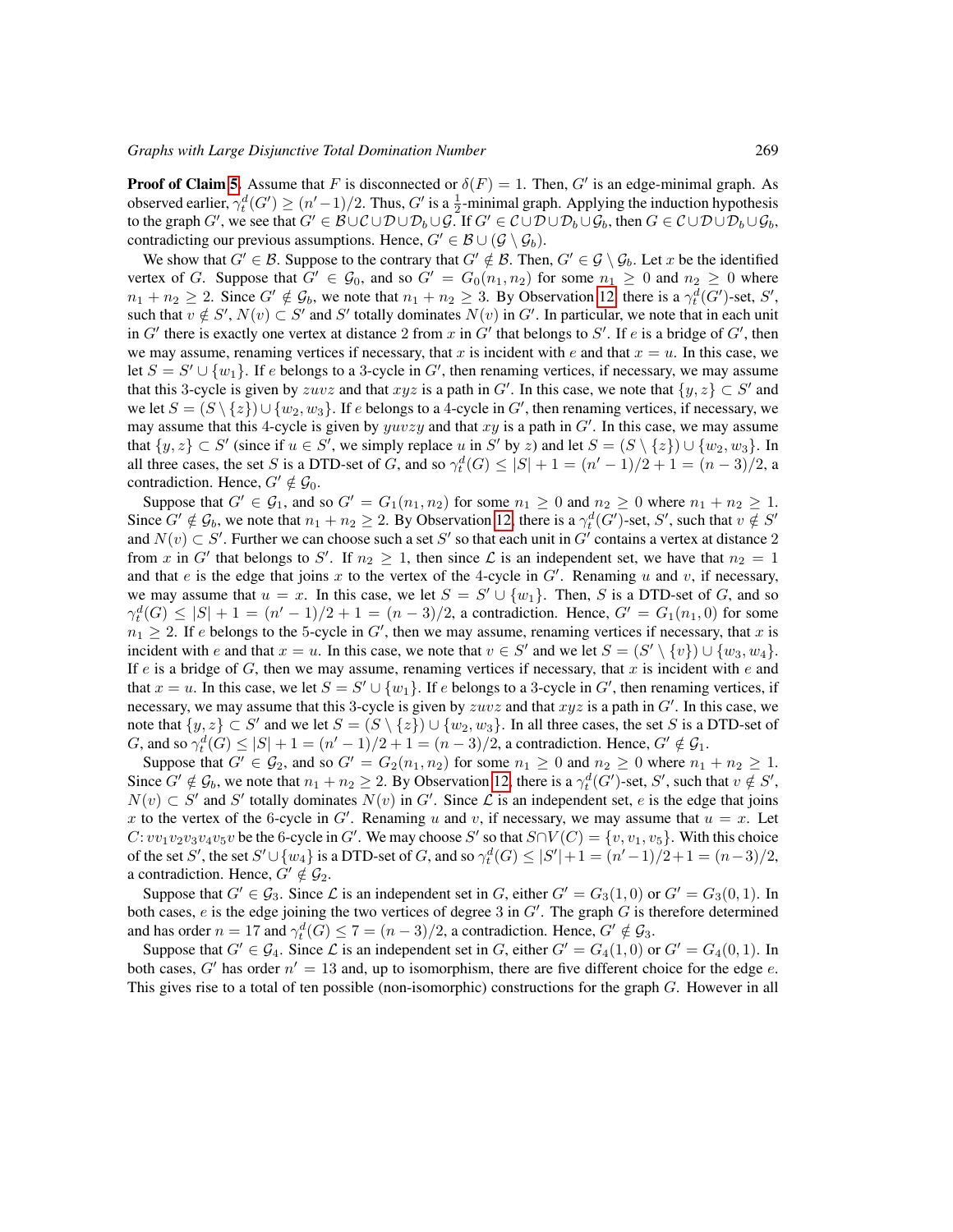**Proof of Claim 5.** Assume that $F$ is disconnected or $\delta(F) = 1$. Then, $G'$ is an edge-minimal graph. As observed earlier, $\gamma_t^d(G') \ge (n'-1)/2$. Thus, $G'$ is a $\frac{1}{2}$-minimal graph. Applying the induction hypothesis to the graph $G'$, we see that $G' \in \mathcal{B} \cup \mathcal{C} \cup \mathcal{D} \cup \mathcal{D}_b \cup \mathcal{G}$. If $G' \in \mathcal{C} \cup \mathcal{D} \cup \mathcal{D}_b \cup \mathcal{G}_b$, then $G \in \mathcal{C} \cup \mathcal{D} \cup \mathcal{D}_b \cup \mathcal{G}_b$, contradicting our previous assumptions. Hence, $G' \in \mathcal{B} \cup (\mathcal{G} \setminus \mathcal{G}_b)$.

We show that $G' \in \mathcal{B}$. Suppose to the contrary that $G' \notin \mathcal{B}$. Then, $G' \in \mathcal{G} \setminus \mathcal{G}_b$. Let $x$ be the identified vertex of $G$. Suppose that $G' \in \mathcal{G}_0$, and so $G' = G_0(n_1, n_2)$ for some $n_1 \ge 0$ and $n_2 \ge 0$ where $n_1 + n_2 \ge 2$. Since $G' \notin \mathcal{G}_b$, we note that $n_1 + n_2 \ge 3$. By Observation 12, there is a $\gamma_t^d(G')$-set, $S'$, such that $v \notin S'$, $N(v) \subset S'$ and $S'$ totally dominates $N(v)$ in $G'$. In particular, we note that in each unit in $G'$ there is exactly one vertex at distance 2 from $x$ in $G'$ that belongs to $S'$. If $e$ is a bridge of $G'$, then we may assume, renaming vertices if necessary, that $x$ is incident with $e$ and that $x = u$. In this case, we let $S = S' \cup \{w_1\}$. If $e$ belongs to a 3-cycle in $G'$, then renaming vertices, if necessary, we may assume that this 3-cycle is given by $zuvz$ and that $xyz$ is a path in $G'$. In this case, we note that $\{y, z\} \subset S'$ and we let $S = (S \setminus \{z\}) \cup \{w_2, w_3\}$. If $e$ belongs to a 4-cycle in $G'$, then renaming vertices, if necessary, we may assume that this 4-cycle is given by $yuvzy$ and that $xy$ is a path in $G'$. In this case, we may assume that $\{y, z\} \subset S'$ (since if $u \in S'$, we simply replace $u$ in $S'$ by $z$) and let $S = (S \setminus \{z\}) \cup \{w_2, w_3\}$. In all three cases, the set $S$ is a DTD-set of $G$, and so $\gamma_t^d(G) \le |S| + 1 = (n'-1)/2 + 1 = (n-3)/2$, a contradiction. Hence, $G' \notin \mathcal{G}_0$.

Suppose that $G' \in \mathcal{G}_1$, and so $G' = G_1(n_1, n_2)$ for some $n_1 \ge 0$ and $n_2 \ge 0$ where $n_1 + n_2 \ge 1$. Since $G' \notin \mathcal{G}_b$, we note that $n_1 + n_2 \ge 2$. By Observation 12, there is a $\gamma_t^d(G')$-set, $S'$, such that $v \notin S'$ and $N(v) \subset S'$. Further we can choose such a set $S'$ so that each unit in $G'$ contains a vertex at distance 2 from $x$ in $G'$ that belongs to $S'$. If $n_2 \ge 1$, then since $\mathcal{L}$ is an independent set, we have that $n_2 = 1$ and that $e$ is the edge that joins $x$ to the vertex of the 4-cycle in $G'$. Renaming $u$ and $v$, if necessary, we may assume that $u = x$. In this case, we let $S = S' \cup \{w_1\}$. Then, $S$ is a DTD-set of $G$, and so $\gamma_t^d(G) \le |S| + 1 = (n'-1)/2 + 1 = (n-3)/2$, a contradiction. Hence, $G' = G_1(n_1, 0)$ for some $n_1 \ge 2$. If $e$ belongs to the 5-cycle in $G'$, then we may assume, renaming vertices if necessary, that $x$ is incident with $e$ and that $x = u$. In this case, we note that $v \in S'$ and we let $S = (S' \setminus \{v\}) \cup \{w_3, w_4\}$. If $e$ is a bridge of $G$, then we may assume, renaming vertices if necessary, that $x$ is incident with $e$ and that $x = u$. In this case, we let $S = S' \cup \{w_1\}$. If $e$ belongs to a 3-cycle in $G'$, then renaming vertices, if necessary, we may assume that this 3-cycle is given by $zuvz$ and that $xyz$ is a path in $G'$. In this case, we note that $\{y, z\} \subset S'$ and we let $S = (S \setminus \{z\}) \cup \{w_2, w_3\}$. In all three cases, the set $S$ is a DTD-set of $G$, and so $\gamma_t^d(G) \le |S| + 1 = (n'-1)/2 + 1 = (n-3)/2$, a contradiction. Hence, $G' \notin \mathcal{G}_1$.

Suppose that $G' \in \mathcal{G}_2$, and so $G' = G_2(n_1, n_2)$ for some $n_1 \ge 0$ and $n_2 \ge 0$ where $n_1 + n_2 \ge 1$. Since $G' \notin \mathcal{G}_b$, we note that $n_1 + n_2 \ge 2$. By Observation 12, there is a $\gamma_t^d(G')$-set, $S'$, such that $v \notin S'$, $N(v) \subset S'$ and $S'$ totally dominates $N(v)$ in $G'$. Since $\mathcal{L}$ is an independent set, $e$ is the edge that joins $x$ to the vertex of the 6-cycle in $G'$. Renaming $u$ and $v$, if necessary, we may assume that $u = x$. Let $C \colon vv_1v_2v_3v_4v_5v$ be the 6-cycle in $G'$. We may choose $S'$ so that $S' \cap V(C) = \{v, v_1, v_5\}$. With this choice of the set $S'$, the set $S' \cup \{w_4\}$ is a DTD-set of $G$, and so $\gamma_t^d(G) \le |S'| + 1 = (n'-1)/2 + 1 = (n-3)/2$, a contradiction. Hence, $G' \notin \mathcal{G}_2$.

Suppose that $G' \in \mathcal{G}_3$. Since $\mathcal{L}$ is an independent set in $G$, either $G' = G_3(1, 0)$ or $G' = G_3(0, 1)$. In both cases, $e$ is the edge joining the two vertices of degree 3 in $G'$. The graph $G$ is therefore determined and has order $n = 17$ and $\gamma_t^d(G) \le 7 = (n-3)/2$, a contradiction. Hence, $G' \notin \mathcal{G}_3$.

Suppose that $G' \in \mathcal{G}_4$. Since $\mathcal{L}$ is an independent set in $G$, either $G' = G_4(1, 0)$ or $G' = G_4(0, 1)$. In both cases, $G'$ has order $n' = 13$ and, up to isomorphism, there are five different choice for the edge $e$. This gives rise to a total of ten possible (non-isomorphic) constructions for the graph $G$. However in all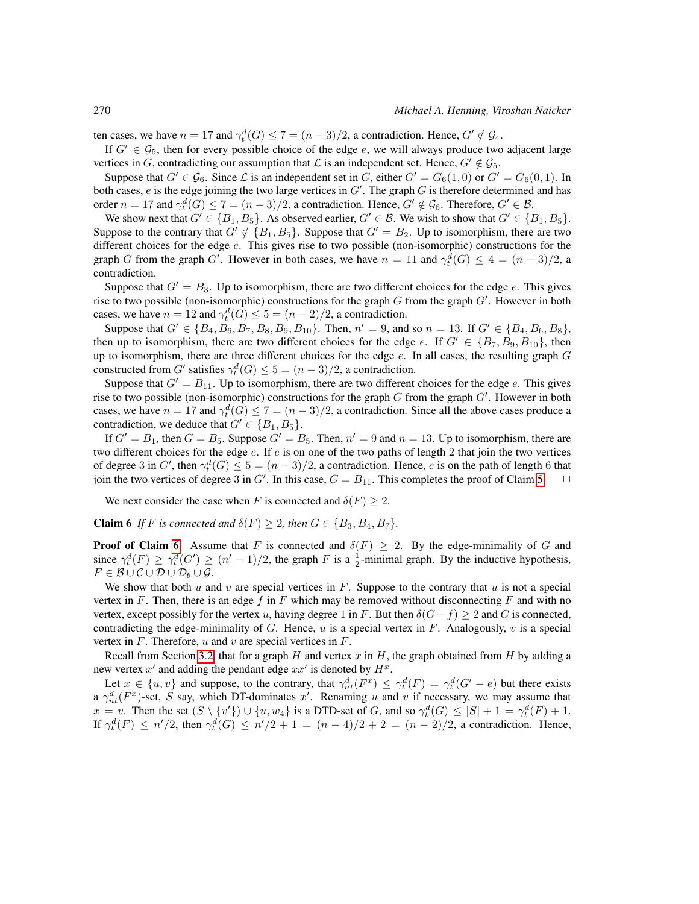ten cases, we have $n = 17$ and $\gamma_t^d(G) \le 7 = (n-3)/2$, a contradiction. Hence, $G' \notin \mathcal{G}_4$.

If $G' \in \mathcal{G}_5$, then for every possible choice of the edge $e$, we will always produce two adjacent large vertices in $G$, contradicting our assumption that $\mathcal{L}$ is an independent set. Hence, $G' \notin \mathcal{G}_5$.

Suppose that $G' \in \mathcal{G}_6$. Since $\mathcal{L}$ is an independent set in $G$, either $G' = G_6(1,0)$ or $G' = G_6(0,1)$. In both cases, $e$ is the edge joining the two large vertices in $G'$. The graph $G$ is therefore determined and has order $n = 17$ and $\gamma_t^d(G) \le 7 = (n-3)/2$, a contradiction. Hence, $G' \notin \mathcal{G}_6$. Therefore, $G' \in \mathcal{B}$.

We show next that $G' \in \{B_1, B_5\}$. As observed earlier, $G' \in \mathcal{B}$. We wish to show that $G' \in \{B_1, B_5\}$. Suppose to the contrary that $G' \notin \{B_1, B_5\}$. Suppose that $G' = B_2$. Up to isomorphism, there are two different choices for the edge $e$. This gives rise to two possible (non-isomorphic) constructions for the graph $G$ from the graph $G'$. However in both cases, we have $n = 11$ and $\gamma_t^d(G) \le 4 = (n-3)/2$, a contradiction.

Suppose that $G' = B_3$. Up to isomorphism, there are two different choices for the edge $e$. This gives rise to two possible (non-isomorphic) constructions for the graph $G$ from the graph $G'$. However in both cases, we have $n = 12$ and $\gamma_t^d(G) \le 5 = (n-2)/2$, a contradiction.

Suppose that $G' \in \{B_4, B_6, B_7, B_8, B_9, B_{10}\}$. Then, $n' = 9$, and so $n = 13$. If $G' \in \{B_4, B_6, B_8\}$, then up to isomorphism, there are two different choices for the edge $e$. If $G' \in \{B_7, B_9, B_{10}\}$, then up to isomorphism, there are three different choices for the edge $e$. In all cases, the resulting graph $G$ constructed from $G'$ satisfies $\gamma_t^d(G) \le 5 = (n-3)/2$, a contradiction.

Suppose that $G' = B_{11}$. Up to isomorphism, there are two different choices for the edge $e$. This gives rise to two possible (non-isomorphic) constructions for the graph $G$ from the graph $G'$. However in both cases, we have $n = 17$ and $\gamma_t^d(G) \le 7 = (n-3)/2$, a contradiction. Since all the above cases produce a contradiction, we deduce that $G' \in \{B_1, B_5\}$.

If $G' = B_1$, then $G = B_5$. Suppose $G' = B_5$. Then, $n' = 9$ and $n = 13$. Up to isomorphism, there are two different choices for the edge $e$. If $e$ is on one of the two paths of length 2 that join the two vertices of degree 3 in $G'$, then $\gamma_t^d(G) \le 5 = (n-3)/2$, a contradiction. Hence, $e$ is on the path of length 6 that join the two vertices of degree 3 in $G'$. In this case, $G = B_{11}$. This completes the proof of Claim 5. $\Box$

We next consider the case when $F$ is connected and $\delta(F) \ge 2$.

**Claim 6** *If $F$ is connected and $\delta(F) \ge 2$, then $G \in \{B_3, B_4, B_7\}$.*

**Proof of Claim 6**. Assume that $F$ is connected and $\delta(F) \ge 2$. By the edge-minimality of $G$ and since $\gamma_t^d(F) \ge \gamma_t^d(G') \ge (n'-1)/2$, the graph $F$ is a $\frac{1}{2}$-minimal graph. By the inductive hypothesis, $F \in \mathcal{B} \cup \mathcal{C} \cup \mathcal{D} \cup \mathcal{D}_b \cup \mathcal{G}$.

We show that both $u$ and $v$ are special vertices in $F$. Suppose to the contrary that $u$ is not a special vertex in $F$. Then, there is an edge $f$ in $F$ which may be removed without disconnecting $F$ and with no vertex, except possibly for the vertex $u$, having degree 1 in $F$. But then $\delta(G-f) \ge 2$ and $G$ is connected, contradicting the edge-minimality of $G$. Hence, $u$ is a special vertex in $F$. Analogously, $v$ is a special vertex in $F$. Therefore, $u$ and $v$ are special vertices in $F$.

Recall from Section 3.2, that for a graph $H$ and vertex $x$ in $H$, the graph obtained from $H$ by adding a new vertex $x'$ and adding the pendant edge $xx'$ is denoted by $H^x$.

Let $x \in \{u, v\}$ and suppose, to the contrary, that $\gamma_{nt}^d(F^x) \le \gamma_t^d(F) = \gamma_t^d(G'-e)$ but there exists a $\gamma_{nt}^d(F^x)$-set, $S$ say, which DT-dominates $x'$. Renaming $u$ and $v$ if necessary, we may assume that $x = v$. Then the set $(S \setminus \{v'\}) \cup \{u, w_4\}$ is a DTD-set of $G$, and so $\gamma_t^d(G) \le |S| + 1 = \gamma_t^d(F) + 1$. If $\gamma_t^d(F) \le n'/2$, then $\gamma_t^d(G) \le n'/2 + 1 = (n-4)/2 + 2 = (n-2)/2$, a contradiction. Hence,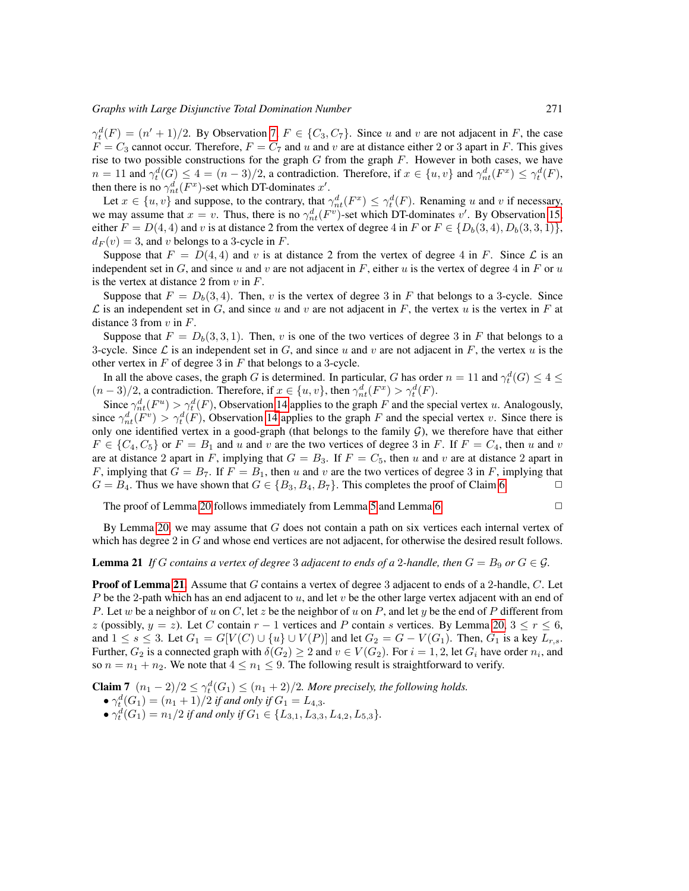$\gamma_t^d(F) = (n'+1)/2$. By Observation 7, $F \in \{C_3, C_7\}$. Since $u$ and $v$ are not adjacent in $F$, the case $F = C_3$ cannot occur. Therefore, $F = C_7$ and $u$ and $v$ are at distance either 2 or 3 apart in $F$. This gives rise to two possible constructions for the graph $G$ from the graph $F$. However in both cases, we have $n = 11$ and $\gamma_t^d(G) \le 4 = (n-3)/2$, a contradiction. Therefore, if $x \in \{u, v\}$ and $\gamma_{nt}^d(F^x) \le \gamma_t^d(F)$, then there is no $\gamma_{nt}^d(F^x)$-set which DT-dominates $x'$.

Let $x \in \{u, v\}$ and suppose, to the contrary, that $\gamma_{nt}^d(F^x) \le \gamma_t^d(F)$. Renaming $u$ and $v$ if necessary, we may assume that $x = v$. Thus, there is no $\gamma_{nt}^d(F^v)$-set which DT-dominates $v'$. By Observation 15, either $F = D(4,4)$ and $v$ is at distance 2 from the vertex of degree 4 in $F$ or $F \in \{D_b(3,4), D_b(3,3,1)\}$, $d_F(v) = 3$, and $v$ belongs to a 3-cycle in $F$.

Suppose that $F = D(4,4)$ and $v$ is at distance 2 from the vertex of degree 4 in $F$. Since $\mathcal{L}$ is an independent set in $G$, and since $u$ and $v$ are not adjacent in $F$, either $u$ is the vertex of degree 4 in $F$ or $u$ is the vertex at distance 2 from $v$ in $F$.

Suppose that $F = D_b(3,4)$. Then, $v$ is the vertex of degree 3 in $F$ that belongs to a 3-cycle. Since $\mathcal{L}$ is an independent set in $G$, and since $u$ and $v$ are not adjacent in $F$, the vertex $u$ is the vertex in $F$ at distance 3 from $v$ in $F$.

Suppose that $F = D_b(3,3,1)$. Then, $v$ is one of the two vertices of degree 3 in $F$ that belongs to a 3-cycle. Since $\mathcal{L}$ is an independent set in $G$, and since $u$ and $v$ are not adjacent in $F$, the vertex $u$ is the other vertex in $F$ of degree 3 in $F$ that belongs to a 3-cycle.

In all the above cases, the graph $G$ is determined. In particular, $G$ has order $n = 11$ and $\gamma_t^d(G) \le 4 \le (n-3)/2$, a contradiction. Therefore, if $x \in \{u, v\}$, then $\gamma_{nt}^d(F^x) > \gamma_t^d(F)$.

Since $\gamma_{nt}^d(F^u) > \gamma_t^d(F)$, Observation 14 applies to the graph $F$ and the special vertex $u$. Analogously, since $\gamma_{nt}^d(F^v) > \gamma_t^d(F)$, Observation 14 applies to the graph $F$ and the special vertex $v$. Since there is only one identified vertex in a good-graph (that belongs to the family $\mathcal{G}$), we therefore have that either $F \in \{C_4, C_5\}$ or $F = B_1$ and $u$ and $v$ are the two vertices of degree 3 in $F$. If $F = C_4$, then $u$ and $v$ are at distance 2 apart in $F$, implying that $G = B_3$. If $F = C_5$, then $u$ and $v$ are at distance 2 apart in $F$, implying that $G = B_7$. If $F = B_1$, then $u$ and $v$ are the two vertices of degree 3 in $F$, implying that $G = B_4$. Thus we have shown that $G \in \{B_3, B_4, B_7\}$. This completes the proof of Claim 6. □

The proof of Lemma 20 follows immediately from Lemma 5 and Lemma 6. □

By Lemma 20, we may assume that $G$ does not contain a path on six vertices each internal vertex of which has degree 2 in $G$ and whose end vertices are not adjacent, for otherwise the desired result follows.

**Lemma 21** *If $G$ contains a vertex of degree 3 adjacent to ends of a 2-handle, then $G = B_9$ or $G \in \mathcal{G}$.*

**Proof of Lemma 21.** Assume that $G$ contains a vertex of degree 3 adjacent to ends of a 2-handle, $C$. Let $P$ be the 2-path which has an end adjacent to $u$, and let $v$ be the other large vertex adjacent with an end of $P$. Let $w$ be a neighbor of $u$ on $C$, let $z$ be the neighbor of $u$ on $P$, and let $y$ be the end of $P$ different from $z$ (possibly, $y = z$). Let $C$ contain $r-1$ vertices and $P$ contain $s$ vertices. By Lemma 20, $3 \le r \le 6$, and $1 \le s \le 3$. Let $G_1 = G[V(C) \cup \{u\} \cup V(P)]$ and let $G_2 = G - V(G_1)$. Then, $G_1$ is a key $L_{r,s}$. Further, $G_2$ is a connected graph with $\delta(G_2) \ge 2$ and $v \in V(G_2)$. For $i = 1, 2$, let $G_i$ have order $n_i$, and so $n = n_1 + n_2$. We note that $4 \le n_1 \le 9$. The following result is straightforward to verify.

**Claim 7** $(n_1-2)/2 \le \gamma_t^d(G_1) \le (n_1+2)/2$. *More precisely, the following holds.*

- $\gamma_t^d(G_1) = (n_1+1)/2$ *if and only if* $G_1 = L_{4,3}$.
- $\gamma_t^d(G_1) = n_1/2$ *if and only if* $G_1 \in \{L_{3,1}, L_{3,3}, L_{4,2}, L_{5,3}\}$.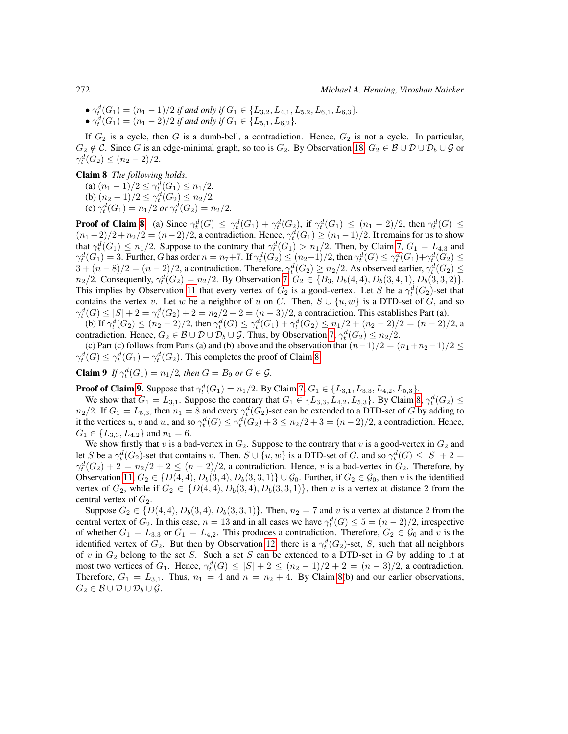- $\gamma_t^d(G_1) = (n_1 - 1)/2$ *if and only if* $G_1 \in \{L_{3,2}, L_{4,1}, L_{5,2}, L_{6,1}, L_{6,3}\}$.
- $\gamma_t^d(G_1) = (n_1 - 2)/2$ *if and only if* $G_1 \in \{L_{5,1}, L_{6,2}\}$.

If $G_2$ is a cycle, then $G$ is a dumb-bell, a contradiction. Hence, $G_2$ is not a cycle. In particular, $G_2 \notin \mathcal{C}$. Since $G$ is an edge-minimal graph, so too is $G_2$. By Observation 18, $G_2 \in \mathcal{B} \cup \mathcal{D} \cup \mathcal{D}_b \cup \mathcal{G}$ or $\gamma_t^d(G_2) \le (n_2 - 2)/2$.

**Claim 8** *The following holds.*
(a) $(n_1 - 1)/2 \le \gamma_t^d(G_1) \le n_1/2$.
(b) $(n_2 - 1)/2 \le \gamma_t^d(G_2) \le n_2/2$.
(c) $\gamma_t^d(G_1) = n_1/2$ *or* $\gamma_t^d(G_2) = n_2/2$.

**Proof of Claim 8.** (a) Since $\gamma_t^d(G) \le \gamma_t^d(G_1) + \gamma_t^d(G_2)$, if $\gamma_t^d(G_1) \le (n_1 - 2)/2$, then $\gamma_t^d(G) \le (n_1 - 2)/2 + n_2/2 = (n - 2)/2$, a contradiction. Hence, $\gamma_t^d(G_1) \ge (n_1 - 1)/2$. It remains for us to show that $\gamma_t^d(G_1) \le n_1/2$. Suppose to the contrary that $\gamma_t^d(G_1) > n_1/2$. Then, by Claim 7, $G_1 = L_{4,3}$ and $\gamma_t^d(G_1) = 3$. Further, $G$ has order $n = n_7 + 7$. If $\gamma_t^d(G_2) \le (n_2 - 1)/2$, then $\gamma_t^d(G) \le \gamma_t^d(G_1) + \gamma_t^d(G_2) \le 3 + (n - 8)/2 = (n - 2)/2$, a contradiction. Therefore, $\gamma_t^d(G_2) \ge n_2/2$. As observed earlier, $\gamma_t^d(G_2) \le n_2/2$. Consequently, $\gamma_t^d(G_2) = n_2/2$. By Observation 7, $G_2 \in \{B_3, D_b(4,4), D_b(3,4,1), D_b(3,3,2)\}$. This implies by Observation 11 that every vertex of $G_2$ is a good-vertex. Let $S$ be a $\gamma_t^d(G_2)$-set that contains the vertex $v$. Let $w$ be a neighbor of $u$ on $C$. Then, $S \cup \{u, w\}$ is a DTD-set of $G$, and so $\gamma_t^d(G) \le |S| + 2 = \gamma_t^d(G_2) + 2 = n_2/2 + 2 = (n - 3)/2$, a contradiction. This establishes Part (a).

(b) If $\gamma_t^d(G_2) \le (n_2 - 2)/2$, then $\gamma_t^d(G) \le \gamma_t^d(G_1) + \gamma_t^d(G_2) \le n_1/2 + (n_2 - 2)/2 = (n - 2)/2$, a contradiction. Hence, $G_2 \in \mathcal{B} \cup \mathcal{D} \cup \mathcal{D}_b \cup \mathcal{G}$. Thus, by Observation 7, $\gamma_t^d(G_2) \le n_2/2$.

(c) Part (c) follows from Parts (a) and (b) above and the observation that $(n-1)/2 = (n_1 + n_2 - 1)/2 \le \gamma_t^d(G) \le \gamma_t^d(G_1) + \gamma_t^d(G_2)$. This completes the proof of Claim 8. $\square$

**Claim 9** *If* $\gamma_t^d(G_1) = n_1/2$, *then* $G = B_9$ *or* $G \in \mathcal{G}$.

**Proof of Claim 9.** Suppose that $\gamma_t^d(G_1) = n_1/2$. By Claim 7, $G_1 \in \{L_{3,1}, L_{3,3}, L_{4,2}, L_{5,3}\}$.

We show that $G_1 = L_{3,1}$. Suppose the contrary that $G_1 \in \{L_{3,3}, L_{4,2}, L_{5,3}\}$. By Claim 8, $\gamma_t^d(G_2) \le n_2/2$. If $G_1 = L_{5,3}$, then $n_1 = 8$ and every $\gamma_t^d(G_2)$-set can be extended to a DTD-set of $G$ by adding to it the vertices $u$, $v$ and $w$, and so $\gamma_t^d(G) \le \gamma_t^d(G_2) + 3 \le n_2/2 + 3 = (n - 2)/2$, a contradiction. Hence, $G_1 \in \{L_{3,3}, L_{4,2}\}$ and $n_1 = 6$.

We show firstly that $v$ is a bad-vertex in $G_2$. Suppose to the contrary that $v$ is a good-vertex in $G_2$ and let $S$ be a $\gamma_t^d(G_2)$-set that contains $v$. Then, $S \cup \{u, w\}$ is a DTD-set of $G$, and so $\gamma_t^d(G) \le |S| + 2 = \gamma_t^d(G_2) + 2 = n_2/2 + 2 \le (n - 2)/2$, a contradiction. Hence, $v$ is a bad-vertex in $G_2$. Therefore, by Observation 11, $G_2 \in \{D(4,4), D_b(3,4), D_b(3,3,1)\} \cup \mathcal{G}_0$. Further, if $G_2 \in \mathcal{G}_0$, then $v$ is the identified vertex of $G_2$, while if $G_2 \in \{D(4,4), D_b(3,4), D_b(3,3,1)\}$, then $v$ is a vertex at distance 2 from the central vertex of $G_2$.

Suppose $G_2 \in \{D(4,4), D_b(3,4), D_b(3,3,1)\}$. Then, $n_2 = 7$ and $v$ is a vertex at distance 2 from the central vertex of $G_2$. In this case, $n = 13$ and in all cases we have $\gamma_t^d(G) \le 5 = (n - 2)/2$, irrespective of whether $G_1 = L_{3,3}$ or $G_1 = L_{4,2}$. This produces a contradiction. Therefore, $G_2 \in \mathcal{G}_0$ and $v$ is the identified vertex of $G_2$. But then by Observation 12, there is a $\gamma_t^d(G_2)$-set, $S$, such that all neighbors of $v$ in $G_2$ belong to the set $S$. Such a set $S$ can be extended to a DTD-set in $G$ by adding to it at most two vertices of $G_1$. Hence, $\gamma_t^d(G) \le |S| + 2 \le (n_2 - 1)/2 + 2 = (n - 3)/2$, a contradiction. Therefore, $G_1 = L_{3,1}$. Thus, $n_1 = 4$ and $n = n_2 + 4$. By Claim 8(b) and our earlier observations, $G_2 \in \mathcal{B} \cup \mathcal{D} \cup \mathcal{D}_b \cup \mathcal{G}$.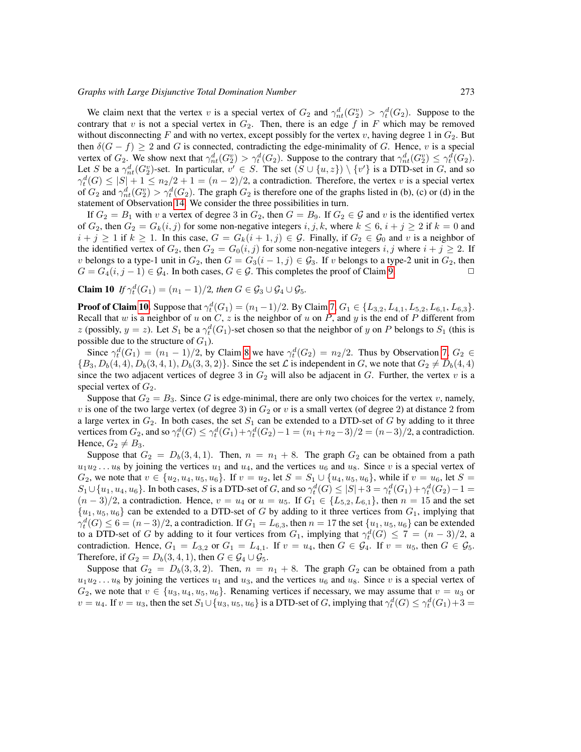We claim next that the vertex $v$ is a special vertex of $G_2$ and $\gamma_{nt}^d(G_2^v) > \gamma_t^d(G_2)$. Suppose to the contrary that $v$ is not a special vertex in $G_2$. Then, there is an edge $f$ in $F$ which may be removed without disconnecting $F$ and with no vertex, except possibly for the vertex $v$, having degree 1 in $G_2$. But then $\delta(G - f) \ge 2$ and $G$ is connected, contradicting the edge-minimality of $G$. Hence, $v$ is a special vertex of $G_2$. We show next that $\gamma_{nt}^d(G_2^v) > \gamma_t^d(G_2)$. Suppose to the contrary that $\gamma_{nt}^d(G_2^v) \le \gamma_t^d(G_2)$. Let $S$ be a $\gamma_{nt}^d(G_2^v)$-set. In particular, $v' \in S$. The set $(S \cup \{u, z\}) \setminus \{v'\}$ is a DTD-set in $G$, and so $\gamma_t^d(G) \le |S| + 1 \le n_2/2 + 1 = (n-2)/2$, a contradiction. Therefore, the vertex $v$ is a special vertex of $G_2$ and $\gamma_{nt}^d(G_2^v) > \gamma_t^d(G_2)$. The graph $G_2$ is therefore one of the graphs listed in (b), (c) or (d) in the statement of Observation 14. We consider the three possibilities in turn.

If $G_2 = B_1$ with $v$ a vertex of degree 3 in $G_2$, then $G = B_9$. If $G_2 \in \mathcal{G}$ and $v$ is the identified vertex of $G_2$, then $G_2 = G_k(i,j)$ for some non-negative integers $i, j, k$, where $k \le 6$, $i + j \ge 2$ if $k = 0$ and $i + j \ge 1$ if $k \ge 1$. In this case, $G = G_k(i+1, j) \in \mathcal{G}$. Finally, if $G_2 \in \mathcal{G}_0$ and $v$ is a neighbor of the identified vertex of $G_2$, then $G_2 = G_0(i,j)$ for some non-negative integers $i, j$ where $i + j \ge 2$. If $v$ belongs to a type-1 unit in $G_2$, then $G = G_3(i-1, j) \in \mathcal{G}_3$. If $v$ belongs to a type-2 unit in $G_2$, then $G = G_4(i, j-1) \in \mathcal{G}_4$. In both cases, $G \in \mathcal{G}$. This completes the proof of Claim 9. □

**Claim 10** *If $\gamma_t^d(G_1) = (n_1 - 1)/2$, then $G \in \mathcal{G}_3 \cup \mathcal{G}_4 \cup \mathcal{G}_5$.*

**Proof of Claim 10.** Suppose that $\gamma_t^d(G_1) = (n_1-1)/2$. By Claim 7, $G_1 \in \{L_{3,2}, L_{4,1}, L_{5,2}, L_{6,1}, L_{6,3}\}$. Recall that $w$ is a neighbor of $u$ on $C$, $z$ is the neighbor of $u$ on $P$, and $y$ is the end of $P$ different from $z$ (possibly, $y = z$). Let $S_1$ be a $\gamma_t^d(G_1)$-set chosen so that the neighbor of $y$ on $P$ belongs to $S_1$ (this is possible due to the structure of $G_1$).

Since $\gamma_t^d(G_1) = (n_1-1)/2$, by Claim 8 we have $\gamma_t^d(G_2) = n_2/2$. Thus by Observation 7, $G_2 \in \{B_3, D_b(4,4), D_b(3,4,1), D_b(3,3,2)\}$. Since the set $\mathcal{L}$ is independent in $G$, we note that $G_2 \ne D_b(4,4)$ since the two adjacent vertices of degree 3 in $G_2$ will also be adjacent in $G$. Further, the vertex $v$ is a special vertex of $G_2$.

Suppose that $G_2 = B_3$. Since $G$ is edge-minimal, there are only two choices for the vertex $v$, namely, $v$ is one of the two large vertex (of degree 3) in $G_2$ or $v$ is a small vertex (of degree 2) at distance 2 from a large vertex in $G_2$. In both cases, the set $S_1$ can be extended to a DTD-set of $G$ by adding to it three vertices from $G_2$, and so $\gamma_t^d(G) \le \gamma_t^d(G_1) + \gamma_t^d(G_2) - 1 = (n_1+n_2-3)/2 = (n-3)/2$, a contradiction. Hence, $G_2 \ne B_3$.

Suppose that $G_2 = D_b(3,4,1)$. Then, $n = n_1 + 8$. The graph $G_2$ can be obtained from a path $u_1u_2 \ldots u_8$ by joining the vertices $u_1$ and $u_4$, and the vertices $u_6$ and $u_8$. Since $v$ is a special vertex of $G_2$, we note that $v \in \{u_2, u_4, u_5, u_6\}$. If $v = u_2$, let $S = S_1 \cup \{u_4, u_5, u_6\}$, while if $v = u_6$, let $S = S_1 \cup \{u_1, u_4, u_6\}$. In both cases, $S$ is a DTD-set of $G$, and so $\gamma_t^d(G) \le |S| + 3 = \gamma_t^d(G_1) + \gamma_t^d(G_2) - 1 = (n-3)/2$, a contradiction. Hence, $v = u_4$ or $u = u_5$. If $G_1 \in \{L_{5,2}, L_{6,1}\}$, then $n = 15$ and the set $\{u_1, u_5, u_6\}$ can be extended to a DTD-set of $G$ by adding to it three vertices from $G_1$, implying that $\gamma_t^d(G) \le 6 = (n-3)/2$, a contradiction. If $G_1 = L_{6,3}$, then $n = 17$ the set $\{u_1, u_5, u_6\}$ can be extended to a DTD-set of $G$ by adding to it four vertices from $G_1$, implying that $\gamma_t^d(G) \le 7 = (n-3)/2$, a contradiction. Hence, $G_1 = L_{3,2}$ or $G_1 = L_{4,1}$. If $v = u_4$, then $G \in \mathcal{G}_4$. If $v = u_5$, then $G \in \mathcal{G}_5$. Therefore, if $G_2 = D_b(3,4,1)$, then $G \in \mathcal{G}_4 \cup \mathcal{G}_5$.

Suppose that $G_2 = D_b(3,3,2)$. Then, $n = n_1 + 8$. The graph $G_2$ can be obtained from a path $u_1u_2 \ldots u_8$ by joining the vertices $u_1$ and $u_3$, and the vertices $u_6$ and $u_8$. Since $v$ is a special vertex of $G_2$, we note that $v \in \{u_3, u_4, u_5, u_6\}$. Renaming vertices if necessary, we may assume that $v = u_3$ or $v = u_4$. If $v = u_3$, then the set $S_1 \cup \{u_3, u_5, u_6\}$ is a DTD-set of $G$, implying that $\gamma_t^d(G) \le \gamma_t^d(G_1) + 3 =$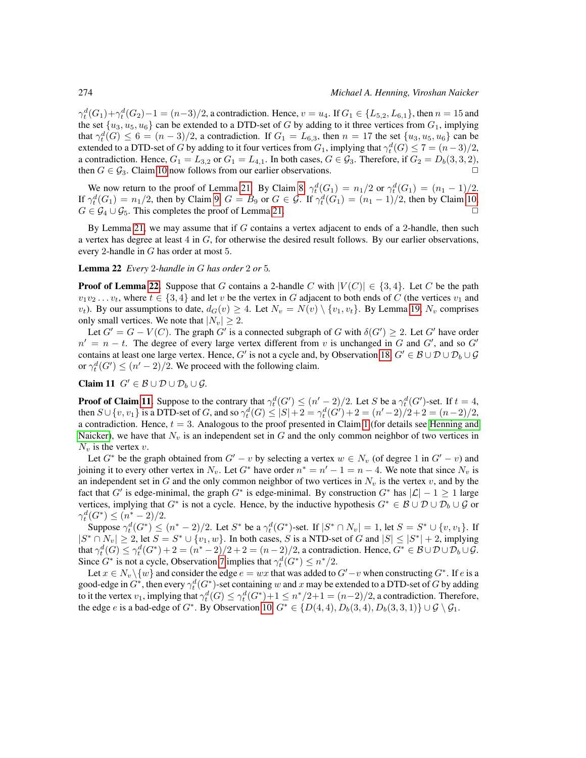$\gamma_t^d(G_1)+\gamma_t^d(G_2)-1 = (n-3)/2$, a contradiction. Hence, $v = u_4$. If $G_1 \in \{L_{5,2}, L_{6,1}\}$, then $n = 15$ and the set $\{u_3, u_5, u_6\}$ can be extended to a DTD-set of $G$ by adding to it three vertices from $G_1$, implying that $\gamma_t^d(G) \le 6 = (n-3)/2$, a contradiction. If $G_1 = L_{6,3}$, then $n = 17$ the set $\{u_3, u_5, u_6\}$ can be extended to a DTD-set of $G$ by adding to it four vertices from $G_1$, implying that $\gamma_t^d(G) \le 7 = (n-3)/2$, a contradiction. Hence, $G_1 = L_{3,2}$ or $G_1 = L_{4,1}$. In both cases, $G \in \mathcal{G}_3$. Therefore, if $G_2 = D_b(3,3,2)$, then $G \in \mathcal{G}_3$. Claim 10 now follows from our earlier observations. □

We now return to the proof of Lemma 21. By Claim 8, $\gamma_t^d(G_1) = n_1/2$ or $\gamma_t^d(G_1) = (n_1-1)/2$. If $\gamma_t^d(G_1) = n_1/2$, then by Claim 9, $G = B_9$ or $G \in \mathcal{G}$. If $\gamma_t^d(G_1) = (n_1-1)/2$, then by Claim 10, $G \in \mathcal{G}_4 \cup \mathcal{G}_5$. This completes the proof of Lemma 21. □

By Lemma 21, we may assume that if $G$ contains a vertex adjacent to ends of a 2-handle, then such a vertex has degree at least 4 in $G$, for otherwise the desired result follows. By our earlier observations, every 2-handle in $G$ has order at most 5.

**Lemma 22** *Every 2-handle in $G$ has order 2 or 5.*

**Proof of Lemma 22.** Suppose that $G$ contains a 2-handle $C$ with $|V(C)| \in \{3,4\}$. Let $C$ be the path $v_1v_2\dots v_t$, where $t \in \{3,4\}$ and let $v$ be the vertex in $G$ adjacent to both ends of $C$ (the vertices $v_1$ and $v_t$). By our assumptions to date, $d_G(v) \ge 4$. Let $N_v = N(v) \setminus \{v_1, v_t\}$. By Lemma 19, $N_v$ comprises only small vertices. We note that $|N_v| \ge 2$.

Let $G' = G - V(C)$. The graph $G'$ is a connected subgraph of $G$ with $\delta(G') \ge 2$. Let $G'$ have order $n' = n - t$. The degree of every large vertex different from $v$ is unchanged in $G$ and $G'$, and so $G'$ contains at least one large vertex. Hence, $G'$ is not a cycle and, by Observation 18, $G' \in \mathcal{B} \cup \mathcal{D} \cup \mathcal{D}_b \cup \mathcal{G}$ or $\gamma_t^d(G') \le (n'-2)/2$. We proceed with the following claim.

**Claim 11** $G' \in \mathcal{B} \cup \mathcal{D} \cup \mathcal{D}_b \cup \mathcal{G}$.

**Proof of Claim 11.** Suppose to the contrary that $\gamma_t^d(G') \le (n'-2)/2$. Let $S$ be a $\gamma_t^d(G')$-set. If $t = 4$, then $S \cup \{v, v_1\}$ is a DTD-set of $G$, and so $\gamma_t^d(G) \le |S| + 2 = \gamma_t^d(G') + 2 = (n'-2)/2 + 2 = (n-2)/2$, a contradiction. Hence, $t = 3$. Analogous to the proof presented in Claim 1 (for details see Henning and Naicker), we have that $N_v$ is an independent set in $G$ and the only common neighbor of two vertices in $N_v$ is the vertex $v$.

Let $G^*$ be the graph obtained from $G' - v$ by selecting a vertex $w \in N_v$ (of degree 1 in $G' - v$) and joining it to every other vertex in $N_v$. Let $G^*$ have order $n^* = n' - 1 = n - 4$. We note that since $N_v$ is an independent set in $G$ and the only common neighbor of two vertices in $N_v$ is the vertex $v$, and by the fact that $G'$ is edge-minimal, the graph $G^*$ is edge-minimal. By construction $G^*$ has $|\mathcal{L}| - 1 \ge 1$ large vertices, implying that $G^*$ is not a cycle. Hence, by the inductive hypothesis $G^* \in \mathcal{B} \cup \mathcal{D} \cup \mathcal{D}_b \cup \mathcal{G}$ or $\gamma_t^d(G^*) \le (n^*-2)/2$.

Suppose $\gamma_t^d(G^*) \le (n^*-2)/2$. Let $S^*$ be a $\gamma_t^d(G^*)$-set. If $|S^* \cap N_v| = 1$, let $S = S^* \cup \{v, v_1\}$. If $|S^* \cap N_v| \ge 2$, let $S = S^* \cup \{v_1, w\}$. In both cases, $S$ is a NTD-set of $G$ and $|S| \le |S^*| + 2$, implying that $\gamma_t^d(G) \le \gamma_t^d(G^*) + 2 = (n^*-2)/2 + 2 = (n-2)/2$, a contradiction. Hence, $G^* \in \mathcal{B} \cup \mathcal{D} \cup \mathcal{D}_b \cup \mathcal{G}$. Since $G^*$ is not a cycle, Observation 7 implies that $\gamma_t^d(G^*) \le n^*/2$.

Let $x \in N_v \setminus \{w\}$ and consider the edge $e = wx$ that was added to $G' - v$ when constructing $G^*$. If $e$ is a good-edge in $G^*$, then every $\gamma_t^d(G^*)$-set containing $w$ and $x$ may be extended to a DTD-set of $G$ by adding to it the vertex $v_1$, implying that $\gamma_t^d(G) \le \gamma_t^d(G^*) + 1 \le n^*/2 + 1 = (n-2)/2$, a contradiction. Therefore, the edge $e$ is a bad-edge of $G^*$. By Observation 10, $G^* \in \{D(4,4), D_b(3,4), D_b(3,3,1)\} \cup \mathcal{G} \setminus \mathcal{G}_1$.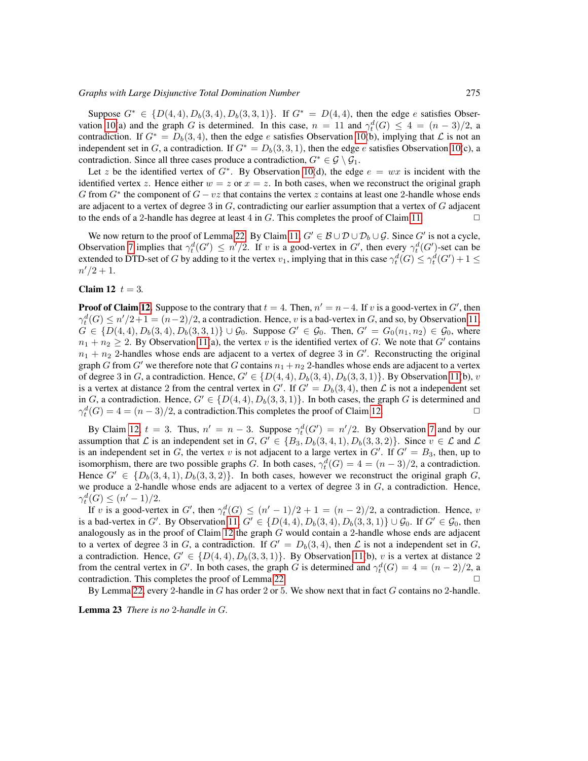Suppose $G^* \in \{D(4,4), D_b(3,4), D_b(3,3,1)\}$. If $G^* = D(4,4)$, then the edge $e$ satisfies Observation 10(a) and the graph $G$ is determined. In this case, $n = 11$ and $\gamma_t^d(G) \le 4 = (n-3)/2$, a contradiction. If $G^* = D_b(3,4)$, then the edge $e$ satisfies Observation 10(b), implying that $\mathcal{L}$ is not an independent set in $G$, a contradiction. If $G^* = D_b(3,3,1)$, then the edge $e$ satisfies Observation 10(c), a contradiction. Since all three cases produce a contradiction, $G^* \in \mathcal{G} \setminus \mathcal{G}_1$.

Let $z$ be the identified vertex of $G^*$. By Observation 10(d), the edge $e = wx$ is incident with the identified vertex $z$. Hence either $w = z$ or $x = z$. In both cases, when we reconstruct the original graph $G$ from $G^*$ the component of $G - vz$ that contains the vertex $z$ contains at least one 2-handle whose ends are adjacent to a vertex of degree 3 in $G$, contradicting our earlier assumption that a vertex of $G$ adjacent to the ends of a 2-handle has degree at least 4 in $G$. This completes the proof of Claim 11. $\square$

We now return to the proof of Lemma 22. By Claim 11, $G' \in \mathcal{B} \cup \mathcal{D} \cup \mathcal{D}_b \cup \mathcal{G}$. Since $G'$ is not a cycle, Observation 7 implies that $\gamma_t^d(G') \le n'/2$. If $v$ is a good-vertex in $G'$, then every $\gamma_t^d(G')$-set can be extended to DTD-set of $G$ by adding to it the vertex $v_1$, implying that in this case $\gamma_t^d(G) \le \gamma_t^d(G') + 1 \le n'/2 + 1$.

**Claim 12** $t = 3$.

**Proof of Claim 12.** Suppose to the contrary that $t = 4$. Then, $n' = n - 4$. If $v$ is a good-vertex in $G'$, then $\gamma_t^d(G) \le n'/2 + 1 = (n-2)/2$, a contradiction. Hence, $v$ is a bad-vertex in $G$, and so, by Observation 11, $G \in \{D(4,4), D_b(3,4), D_b(3,3,1)\} \cup \mathcal{G}_0$. Suppose $G' \in \mathcal{G}_0$. Then, $G' = G_0(n_1, n_2) \in \mathcal{G}_0$, where $n_1 + n_2 \ge 2$. By Observation 11(a), the vertex $v$ is the identified vertex of $G$. We note that $G'$ contains $n_1 + n_2$ 2-handles whose ends are adjacent to a vertex of degree 3 in $G'$. Reconstructing the original graph $G$ from $G'$ we therefore note that $G$ contains $n_1 + n_2$ 2-handles whose ends are adjacent to a vertex of degree 3 in $G$, a contradiction. Hence, $G' \in \{D(4,4), D_b(3,4), D_b(3,3,1)\}$. By Observation 11(b), $v$ is a vertex at distance 2 from the central vertex in $G'$. If $G' = D_b(3,4)$, then $\mathcal{L}$ is not a independent set in $G$, a contradiction. Hence, $G' \in \{D(4,4), D_b(3,3,1)\}$. In both cases, the graph $G$ is determined and $\gamma_t^d(G) = 4 = (n-3)/2$, a contradiction.This completes the proof of Claim 12. $\square$

By Claim 12, $t = 3$. Thus, $n' = n - 3$. Suppose $\gamma_t^d(G') = n'/2$. By Observation 7 and by our assumption that $\mathcal{L}$ is an independent set in $G$, $G' \in \{B_3, D_b(3,4,1), D_b(3,3,2)\}$. Since $v \in \mathcal{L}$ and $\mathcal{L}$ is an independent set in $G$, the vertex $v$ is not adjacent to a large vertex in $G'$. If $G' = B_3$, then, up to isomorphism, there are two possible graphs $G$. In both cases, $\gamma_t^d(G) = 4 = (n-3)/2$, a contradiction. Hence $G' \in \{D_b(3,4,1), D_b(3,3,2)\}$. In both cases, however we reconstruct the original graph $G$, we produce a 2-handle whose ends are adjacent to a vertex of degree 3 in $G$, a contradiction. Hence, $\gamma_t^d(G) \le (n'-1)/2$.

If $v$ is a good-vertex in $G'$, then $\gamma_t^d(G) \le (n'-1)/2 + 1 = (n-2)/2$, a contradiction. Hence, $v$ is a bad-vertex in $G'$. By Observation 11, $G' \in \{D(4,4), D_b(3,4), D_b(3,3,1)\} \cup \mathcal{G}_0$. If $G' \in \mathcal{G}_0$, then analogously as in the proof of Claim 12 the graph $G$ would contain a 2-handle whose ends are adjacent to a vertex of degree 3 in $G$, a contradiction. If $G' = D_b(3,4)$, then $\mathcal{L}$ is not a independent set in $G$, a contradiction. Hence, $G' \in \{D(4,4), D_b(3,3,1)\}$. By Observation 11(b), $v$ is a vertex at distance 2 from the central vertex in $G'$. In both cases, the graph $G$ is determined and $\gamma_t^d(G) = 4 = (n-2)/2$, a contradiction. This completes the proof of Lemma 22. $\square$

By Lemma 22, every 2-handle in $G$ has order 2 or 5. We show next that in fact $G$ contains no 2-handle.

**Lemma 23** *There is no 2-handle in $G$.*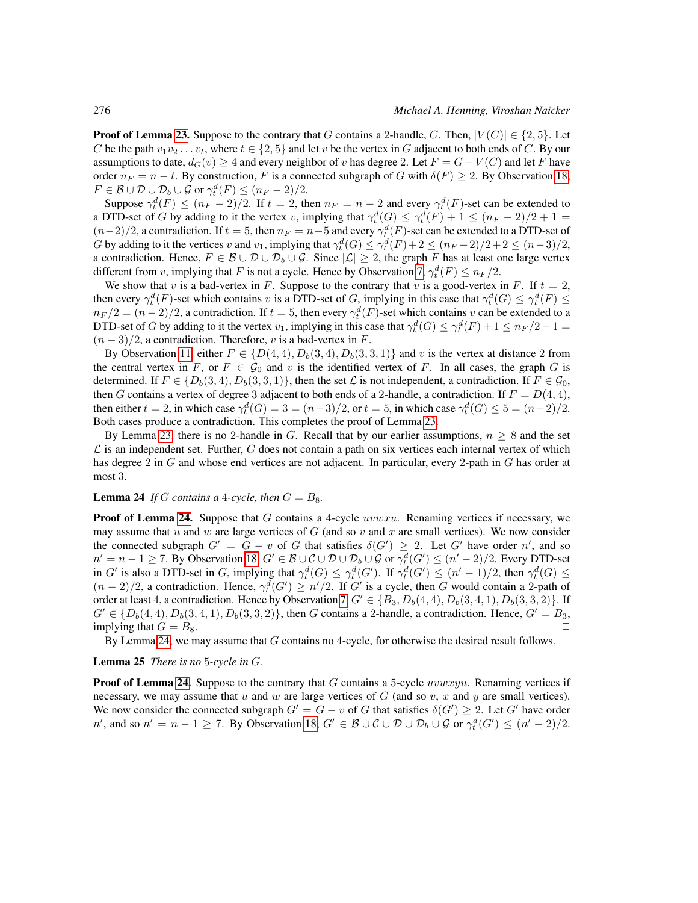**Proof of Lemma 23.** Suppose to the contrary that $G$ contains a 2-handle, $C$. Then, $|V(C)| \in \{2,5\}$. Let $C$ be the path $v_1v_2 \dots v_t$, where $t \in \{2,5\}$ and let $v$ be the vertex in $G$ adjacent to both ends of $C$. By our assumptions to date, $d_G(v) \geq 4$ and every neighbor of $v$ has degree 2. Let $F = G - V(C)$ and let $F$ have order $n_F = n - t$. By construction, $F$ is a connected subgraph of $G$ with $\delta(F) \geq 2$. By Observation 18, $F \in \mathcal{B} \cup \mathcal{D} \cup \mathcal{D}_b \cup \mathcal{G}$ or $\gamma_t^d(F) \leq (n_F - 2)/2$.

Suppose $\gamma_t^d(F) \leq (n_F - 2)/2$. If $t = 2$, then $n_F = n - 2$ and every $\gamma_t^d(F)$-set can be extended to a DTD-set of $G$ by adding to it the vertex $v$, implying that $\gamma_t^d(G) \leq \gamma_t^d(F) + 1 \leq (n_F - 2)/2 + 1 = (n-2)/2$, a contradiction. If $t = 5$, then $n_F = n - 5$ and every $\gamma_t^d(F)$-set can be extended to a DTD-set of $G$ by adding to it the vertices $v$ and $v_1$, implying that $\gamma_t^d(G) \leq \gamma_t^d(F) + 2 \leq (n_F - 2)/2 + 2 \leq (n-3)/2$, a contradiction. Hence, $F \in \mathcal{B} \cup \mathcal{D} \cup \mathcal{D}_b \cup \mathcal{G}$. Since $|\mathcal{L}| \geq 2$, the graph $F$ has at least one large vertex different from $v$, implying that $F$ is not a cycle. Hence by Observation 7, $\gamma_t^d(F) \leq n_F/2$.

We show that $v$ is a bad-vertex in $F$. Suppose to the contrary that $v$ is a good-vertex in $F$. If $t = 2$, then every $\gamma_t^d(F)$-set which contains $v$ is a DTD-set of $G$, implying in this case that $\gamma_t^d(G) \leq \gamma_t^d(F) \leq n_F/2 = (n-2)/2$, a contradiction. If $t = 5$, then every $\gamma_t^d(F)$-set which contains $v$ can be extended to a DTD-set of $G$ by adding to it the vertex $v_1$, implying in this case that $\gamma_t^d(G) \leq \gamma_t^d(F) + 1 \leq n_F/2 - 1 = (n-3)/2$, a contradiction. Therefore, $v$ is a bad-vertex in $F$.

By Observation 11, either $F \in \{D(4,4), D_b(3,4), D_b(3,3,1)\}$ and $v$ is the vertex at distance 2 from the central vertex in $F$, or $F \in \mathcal{G}_0$ and $v$ is the identified vertex of $F$. In all cases, the graph $G$ is determined. If $F \in \{D_b(3,4), D_b(3,3,1)\}$, then the set $\mathcal{L}$ is not independent, a contradiction. If $F \in \mathcal{G}_0$, then $G$ contains a vertex of degree 3 adjacent to both ends of a 2-handle, a contradiction. If $F = D(4,4)$, then either $t = 2$, in which case $\gamma_t^d(G) = 3 = (n-3)/2$, or $t = 5$, in which case $\gamma_t^d(G) \leq 5 = (n-2)/2$. Both cases produce a contradiction. This completes the proof of Lemma 23. $\square$

By Lemma 23, there is no 2-handle in $G$. Recall that by our earlier assumptions, $n \geq 8$ and the set $\mathcal{L}$ is an independent set. Further, $G$ does not contain a path on six vertices each internal vertex of which has degree 2 in $G$ and whose end vertices are not adjacent. In particular, every 2-path in $G$ has order at most 3.

**Lemma 24** *If $G$ contains a 4-cycle, then $G = B_8$.*

**Proof of Lemma 24.** Suppose that $G$ contains a 4-cycle $uvwxu$. Renaming vertices if necessary, we may assume that $u$ and $w$ are large vertices of $G$ (and so $v$ and $x$ are small vertices). We now consider the connected subgraph $G' = G - v$ of $G$ that satisfies $\delta(G') \geq 2$. Let $G'$ have order $n'$, and so $n' = n - 1 \geq 7$. By Observation 18, $G' \in \mathcal{B} \cup \mathcal{C} \cup \mathcal{D} \cup \mathcal{D}_b \cup \mathcal{G}$ or $\gamma_t^d(G') \leq (n'-2)/2$. Every DTD-set in $G'$ is also a DTD-set in $G$, implying that $\gamma_t^d(G) \leq \gamma_t^d(G')$. If $\gamma_t^d(G') \leq (n'-1)/2$, then $\gamma_t^d(G) \leq (n-2)/2$, a contradiction. Hence, $\gamma_t^d(G') \geq n'/2$. If $G'$ is a cycle, then $G$ would contain a 2-path of order at least 4, a contradiction. Hence by Observation 7, $G' \in \{B_3, D_b(4,4), D_b(3,4,1), D_b(3,3,2)\}$. If $G' \in \{D_b(4,4), D_b(3,4,1), D_b(3,3,2)\}$, then $G$ contains a 2-handle, a contradiction. Hence, $G' = B_3$, implying that $G = B_8$. $\square$

By Lemma 24, we may assume that $G$ contains no 4-cycle, for otherwise the desired result follows.

**Lemma 25** *There is no 5-cycle in $G$.*

**Proof of Lemma 24.** Suppose to the contrary that $G$ contains a 5-cycle $uvwxyu$. Renaming vertices if necessary, we may assume that $u$ and $w$ are large vertices of $G$ (and so $v$, $x$ and $y$ are small vertices). We now consider the connected subgraph $G' = G - v$ of $G$ that satisfies $\delta(G') \geq 2$. Let $G'$ have order $n'$, and so $n' = n - 1 \geq 7$. By Observation 18, $G' \in \mathcal{B} \cup \mathcal{C} \cup \mathcal{D} \cup \mathcal{D}_b \cup \mathcal{G}$ or $\gamma_t^d(G') \leq (n'-2)/2$.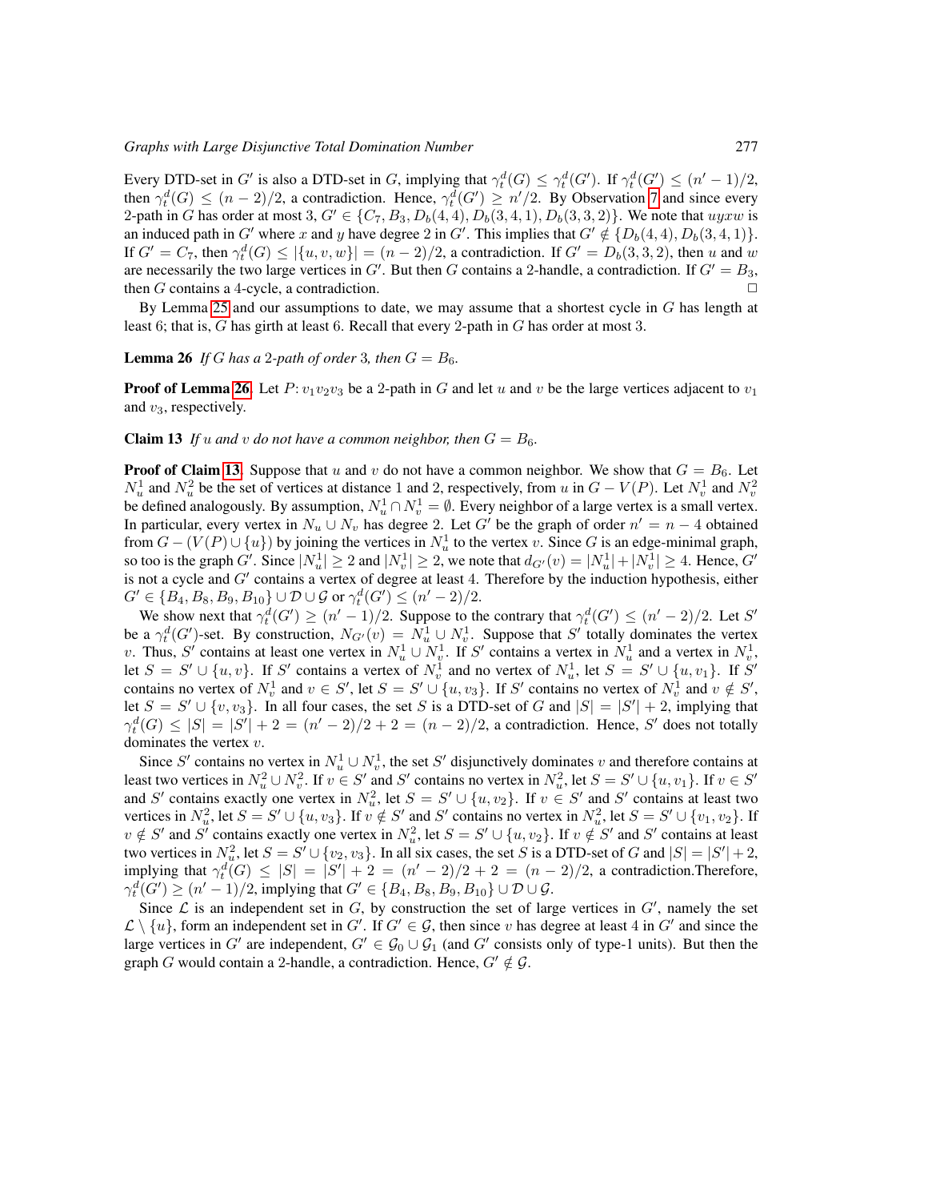Every DTD-set in $G'$ is also a DTD-set in $G$, implying that $\gamma_t^d(G) \le \gamma_t^d(G')$. If $\gamma_t^d(G') \le (n'-1)/2$, then $\gamma_t^d(G) \le (n-2)/2$, a contradiction. Hence, $\gamma_t^d(G') \ge n'/2$. By Observation 7 and since every 2-path in $G$ has order at most 3, $G' \in \{C_7, B_3, D_b(4,4), D_b(3,4,1), D_b(3,3,2)\}$. We note that $uyxw$ is an induced path in $G'$ where $x$ and $y$ have degree 2 in $G'$. This implies that $G' \notin \{D_b(4,4), D_b(3,4,1)\}$. If $G' = C_7$, then $\gamma_t^d(G) \le |\{u,v,w\}| = (n-2)/2$, a contradiction. If $G' = D_b(3,3,2)$, then $u$ and $w$ are necessarily the two large vertices in $G'$. But then $G$ contains a 2-handle, a contradiction. If $G' = B_3$, then $G$ contains a 4-cycle, a contradiction. □

By Lemma 25 and our assumptions to date, we may assume that a shortest cycle in $G$ has length at least 6; that is, $G$ has girth at least 6. Recall that every 2-path in $G$ has order at most 3.

**Lemma 26** *If $G$ has a 2-path of order 3, then $G = B_6$.*

**Proof of Lemma 26.** Let $P\colon v_1v_2v_3$ be a 2-path in $G$ and let $u$ and $v$ be the large vertices adjacent to $v_1$ and $v_3$, respectively.

**Claim 13** *If $u$ and $v$ do not have a common neighbor, then $G = B_6$.*

**Proof of Claim 13.** Suppose that $u$ and $v$ do not have a common neighbor. We show that $G = B_6$. Let $N_u^1$ and $N_u^2$ be the set of vertices at distance 1 and 2, respectively, from $u$ in $G - V(P)$. Let $N_v^1$ and $N_v^2$ be defined analogously. By assumption, $N_u^1 \cap N_v^1 = \emptyset$. Every neighbor of a large vertex is a small vertex. In particular, every vertex in $N_u \cup N_v$ has degree 2. Let $G'$ be the graph of order $n' = n - 4$ obtained from $G - (V(P) \cup \{u\})$ by joining the vertices in $N_u^1$ to the vertex $v$. Since $G$ is an edge-minimal graph, so too is the graph $G'$. Since $|N_u^1| \ge 2$ and $|N_v^1| \ge 2$, we note that $d_{G'}(v) = |N_u^1| + |N_v^1| \ge 4$. Hence, $G'$ is not a cycle and $G'$ contains a vertex of degree at least 4. Therefore by the induction hypothesis, either $G' \in \{B_4, B_8, B_9, B_{10}\} \cup \mathcal{D} \cup \mathcal{G}$ or $\gamma_t^d(G') \le (n'-2)/2$.

We show next that $\gamma_t^d(G') \ge (n'-1)/2$. Suppose to the contrary that $\gamma_t^d(G') \le (n'-2)/2$. Let $S'$ be a $\gamma_t^d(G')$-set. By construction, $N_{G'}(v) = N_u^1 \cup N_v^1$. Suppose that $S'$ totally dominates the vertex $v$. Thus, $S'$ contains at least one vertex in $N_u^1 \cup N_v^1$. If $S'$ contains a vertex in $N_u^1$ and a vertex in $N_v^1$, let $S = S' \cup \{u, v\}$. If $S'$ contains a vertex of $N_v^1$ and no vertex of $N_u^1$, let $S = S' \cup \{u, v_1\}$. If $S'$ contains no vertex of $N_v^1$ and $v \in S'$, let $S = S' \cup \{u, v_3\}$. If $S'$ contains no vertex of $N_v^1$ and $v \notin S'$, let $S = S' \cup \{v, v_3\}$. In all four cases, the set $S$ is a DTD-set of $G$ and $|S| = |S'| + 2$, implying that $\gamma_t^d(G) \le |S| = |S'| + 2 = (n'-2)/2 + 2 = (n-2)/2$, a contradiction. Hence, $S'$ does not totally dominates the vertex $v$.

Since $S'$ contains no vertex in $N_u^1 \cup N_v^1$, the set $S'$ disjunctively dominates $v$ and therefore contains at least two vertices in $N_u^2 \cup N_v^2$. If $v \in S'$ and $S'$ contains no vertex in $N_u^2$, let $S = S' \cup \{u, v_1\}$. If $v \in S'$ and $S'$ contains exactly one vertex in $N_u^2$, let $S = S' \cup \{u, v_2\}$. If $v \in S'$ and $S'$ contains at least two vertices in $N_u^2$, let $S = S' \cup \{u, v_3\}$. If $v \notin S'$ and $S'$ contains no vertex in $N_u^2$, let $S = S' \cup \{v_1, v_2\}$. If $v \notin S'$ and $S'$ contains exactly one vertex in $N_u^2$, let $S = S' \cup \{u, v_2\}$. If $v \notin S'$ and $S'$ contains at least two vertices in $N_u^2$, let $S = S' \cup \{v_2, v_3\}$. In all six cases, the set $S$ is a DTD-set of $G$ and $|S| = |S'| + 2$, implying that $\gamma_t^d(G) \le |S| = |S'| + 2 = (n'-2)/2 + 2 = (n-2)/2$, a contradiction.Therefore, $\gamma_t^d(G') \ge (n'-1)/2$, implying that $G' \in \{B_4, B_8, B_9, B_{10}\} \cup \mathcal{D} \cup \mathcal{G}$.

Since $\mathcal{L}$ is an independent set in $G$, by construction the set of large vertices in $G'$, namely the set $\mathcal{L} \setminus \{u\}$, form an independent set in $G'$. If $G' \in \mathcal{G}$, then since $v$ has degree at least 4 in $G'$ and since the large vertices in $G'$ are independent, $G' \in \mathcal{G}_0 \cup \mathcal{G}_1$ (and $G'$ consists only of type-1 units). But then the graph $G$ would contain a 2-handle, a contradiction. Hence, $G' \notin \mathcal{G}$.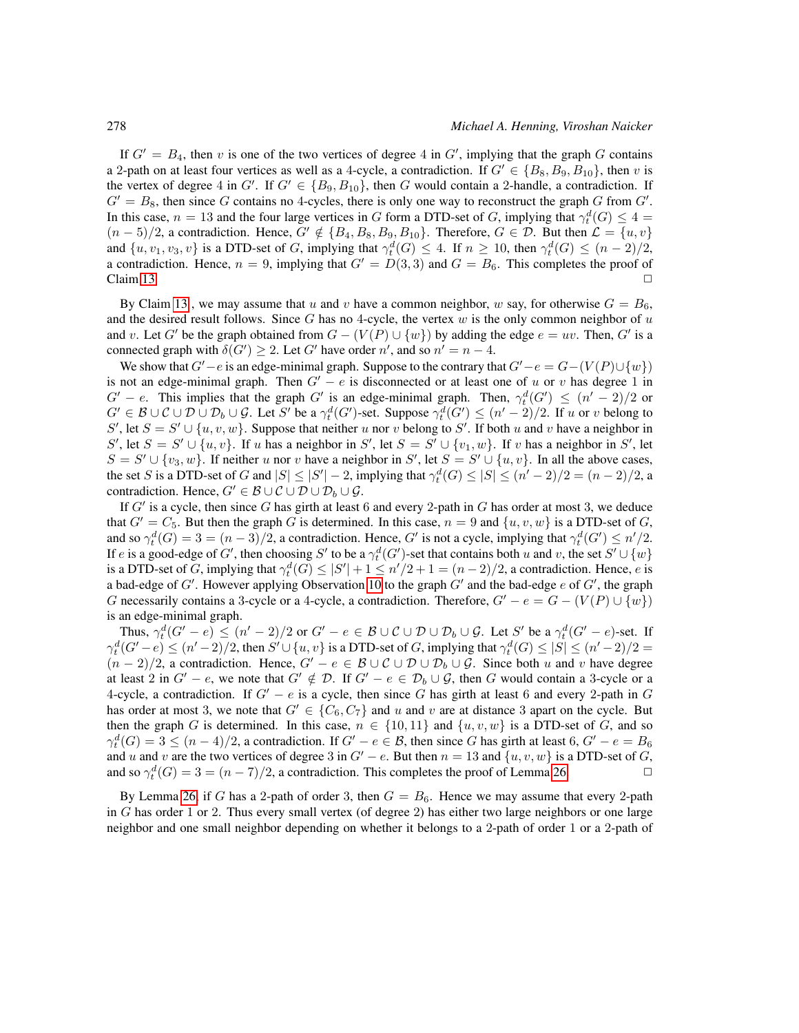If $G' = B_4$, then $v$ is one of the two vertices of degree 4 in $G'$, implying that the graph $G$ contains a 2-path on at least four vertices as well as a 4-cycle, a contradiction. If $G' \in \{B_8, B_9, B_{10}\}$, then $v$ is the vertex of degree 4 in $G'$. If $G' \in \{B_9, B_{10}\}$, then $G$ would contain a 2-handle, a contradiction. If $G' = B_8$, then since $G$ contains no 4-cycles, there is only one way to reconstruct the graph $G$ from $G'$. In this case, $n = 13$ and the four large vertices in $G$ form a DTD-set of $G$, implying that $\gamma_t^d(G) \le 4 = (n-5)/2$, a contradiction. Hence, $G' \notin \{B_4, B_8, B_9, B_{10}\}$. Therefore, $G \in \mathcal{D}$. But then $\mathcal{L} = \{u, v\}$ and $\{u, v_1, v_3, v\}$ is a DTD-set of $G$, implying that $\gamma_t^d(G) \le 4$. If $n \ge 10$, then $\gamma_t^d(G) \le (n-2)/2$, a contradiction. Hence, $n = 9$, implying that $G' = D(3,3)$ and $G = B_6$. This completes the proof of Claim 13. $\Box$

By Claim 13, we may assume that $u$ and $v$ have a common neighbor, $w$ say, for otherwise $G = B_6$, and the desired result follows. Since $G$ has no 4-cycle, the vertex $w$ is the only common neighbor of $u$ and $v$. Let $G'$ be the graph obtained from $G - (V(P) \cup \{w\})$ by adding the edge $e = uv$. Then, $G'$ is a connected graph with $\delta(G') \ge 2$. Let $G'$ have order $n'$, and so $n' = n - 4$.

We show that $G' - e$ is an edge-minimal graph. Suppose to the contrary that $G' - e = G - (V(P) \cup \{w\})$ is not an edge-minimal graph. Then $G' - e$ is disconnected or at least one of $u$ or $v$ has degree 1 in $G' - e$. This implies that the graph $G'$ is an edge-minimal graph. Then, $\gamma_t^d(G') \le (n'-2)/2$ or $G' \in \mathcal{B} \cup \mathcal{C} \cup \mathcal{D} \cup \mathcal{D}_b \cup \mathcal{G}$. Let $S'$ be a $\gamma_t^d(G')$-set. Suppose $\gamma_t^d(G') \le (n'-2)/2$. If $u$ or $v$ belong to $S'$, let $S = S' \cup \{u, v, w\}$. Suppose that neither $u$ nor $v$ belong to $S'$. If both $u$ and $v$ have a neighbor in $S'$, let $S = S' \cup \{u, v\}$. If $u$ has a neighbor in $S'$, let $S = S' \cup \{v_1, w\}$. If $v$ has a neighbor in $S'$, let $S = S' \cup \{v_3, w\}$. If neither $u$ nor $v$ have a neighbor in $S'$, let $S = S' \cup \{u, v\}$. In all the above cases, the set $S$ is a DTD-set of $G$ and $|S| \le |S'| - 2$, implying that $\gamma_t^d(G) \le |S| \le (n'-2)/2 = (n-2)/2$, a contradiction. Hence, $G' \in \mathcal{B} \cup \mathcal{C} \cup \mathcal{D} \cup \mathcal{D}_b \cup \mathcal{G}$.

If $G'$ is a cycle, then since $G$ has girth at least 6 and every 2-path in $G$ has order at most 3, we deduce that $G' = C_5$. But then the graph $G$ is determined. In this case, $n = 9$ and $\{u, v, w\}$ is a DTD-set of $G$, and so $\gamma_t^d(G) = 3 = (n-3)/2$, a contradiction. Hence, $G'$ is not a cycle, implying that $\gamma_t^d(G') \le n'/2$. If $e$ is a good-edge of $G'$, then choosing $S'$ to be a $\gamma_t^d(G')$-set that contains both $u$ and $v$, the set $S' \cup \{w\}$ is a DTD-set of $G$, implying that $\gamma_t^d(G) \le |S'| + 1 \le n'/2 + 1 = (n-2)/2$, a contradiction. Hence, $e$ is a bad-edge of $G'$. However applying Observation 10 to the graph $G'$ and the bad-edge $e$ of $G'$, the graph $G$ necessarily contains a 3-cycle or a 4-cycle, a contradiction. Therefore, $G' - e = G - (V(P) \cup \{w\})$ is an edge-minimal graph.

Thus, $\gamma_t^d(G' - e) \le (n'-2)/2$ or $G' - e \in \mathcal{B} \cup \mathcal{C} \cup \mathcal{D} \cup \mathcal{D}_b \cup \mathcal{G}$. Let $S'$ be a $\gamma_t^d(G' - e)$-set. If $\gamma_t^d(G' - e) \le (n'-2)/2$, then $S' \cup \{u, v\}$ is a DTD-set of $G$, implying that $\gamma_t^d(G) \le |S| \le (n'-2)/2 = (n-2)/2$, a contradiction. Hence, $G' - e \in \mathcal{B} \cup \mathcal{C} \cup \mathcal{D} \cup \mathcal{D}_b \cup \mathcal{G}$. Since both $u$ and $v$ have degree at least 2 in $G' - e$, we note that $G' \notin \mathcal{D}$. If $G' - e \in \mathcal{D}_b \cup \mathcal{G}$, then $G$ would contain a 3-cycle or a 4-cycle, a contradiction. If $G' - e$ is a cycle, then since $G$ has girth at least 6 and every 2-path in $G$ has order at most 3, we note that $G' \in \{C_6, C_7\}$ and $u$ and $v$ are at distance 3 apart on the cycle. But then the graph $G$ is determined. In this case, $n \in \{10, 11\}$ and $\{u, v, w\}$ is a DTD-set of $G$, and so $\gamma_t^d(G) = 3 \le (n-4)/2$, a contradiction. If $G' - e \in \mathcal{B}$, then since $G$ has girth at least 6, $G' - e = B_6$ and $u$ and $v$ are the two vertices of degree 3 in $G' - e$. But then $n = 13$ and $\{u, v, w\}$ is a DTD-set of $G$, and so $\gamma_t^d(G) = 3 = (n-7)/2$, a contradiction. This completes the proof of Lemma 26. $\Box$

By Lemma 26, if $G$ has a 2-path of order 3, then $G = B_6$. Hence we may assume that every 2-path in $G$ has order 1 or 2. Thus every small vertex (of degree 2) has either two large neighbors or one large neighbor and one small neighbor depending on whether it belongs to a 2-path of order 1 or a 2-path of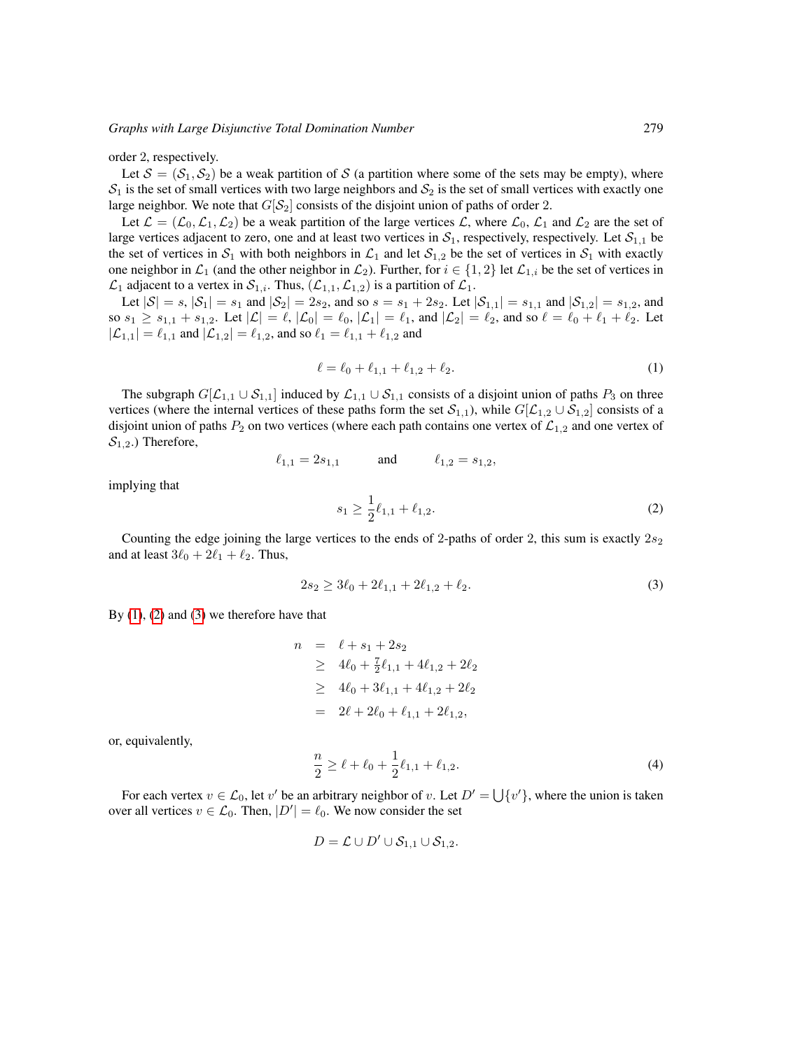order 2, respectively.

Let $\mathcal{S} = (\mathcal{S}_1, \mathcal{S}_2)$ be a weak partition of $\mathcal{S}$ (a partition where some of the sets may be empty), where $\mathcal{S}_1$ is the set of small vertices with two large neighbors and $\mathcal{S}_2$ is the set of small vertices with exactly one large neighbor. We note that $G[\mathcal{S}_2]$ consists of the disjoint union of paths of order 2.

Let $\mathcal{L} = (\mathcal{L}_0, \mathcal{L}_1, \mathcal{L}_2)$ be a weak partition of the large vertices $\mathcal{L}$, where $\mathcal{L}_0$, $\mathcal{L}_1$ and $\mathcal{L}_2$ are the set of large vertices adjacent to zero, one and at least two vertices in $\mathcal{S}_1$, respectively, respectively. Let $\mathcal{S}_{1,1}$ be the set of vertices in $\mathcal{S}_1$ with both neighbors in $\mathcal{L}_1$ and let $\mathcal{S}_{1,2}$ be the set of vertices in $\mathcal{S}_1$ with exactly one neighbor in $\mathcal{L}_1$ (and the other neighbor in $\mathcal{L}_2$). Further, for $i \in \{1, 2\}$ let $\mathcal{L}_{1,i}$ be the set of vertices in $\mathcal{L}_1$ adjacent to a vertex in $\mathcal{S}_{1,i}$. Thus, $(\mathcal{L}_{1,1}, \mathcal{L}_{1,2})$ is a partition of $\mathcal{L}_1$.

Let $|\mathcal{S}| = s$, $|\mathcal{S}_1| = s_1$ and $|\mathcal{S}_2| = 2s_2$, and so $s = s_1 + 2s_2$. Let $|\mathcal{S}_{1,1}| = s_{1,1}$ and $|\mathcal{S}_{1,2}| = s_{1,2}$, and so $s_1 \ge s_{1,1} + s_{1,2}$. Let $|\mathcal{L}| = \ell$, $|\mathcal{L}_0| = \ell_0$, $|\mathcal{L}_1| = \ell_1$, and $|\mathcal{L}_2| = \ell_2$, and so $\ell = \ell_0 + \ell_1 + \ell_2$. Let $|\mathcal{L}_{1,1}| = \ell_{1,1}$ and $|\mathcal{L}_{1,2}| = \ell_{1,2}$, and so $\ell_1 = \ell_{1,1} + \ell_{1,2}$ and

$$\ell = \ell_0 + \ell_{1,1} + \ell_{1,2} + \ell_2. \tag{1}$$

The subgraph $G[\mathcal{L}_{1,1} \cup \mathcal{S}_{1,1}]$ induced by $\mathcal{L}_{1,1} \cup \mathcal{S}_{1,1}$ consists of a disjoint union of paths $P_3$ on three vertices (where the internal vertices of these paths form the set $\mathcal{S}_{1,1}$), while $G[\mathcal{L}_{1,2} \cup \mathcal{S}_{1,2}]$ consists of a disjoint union of paths $P_2$ on two vertices (where each path contains one vertex of $\mathcal{L}_{1,2}$ and one vertex of $\mathcal{S}_{1,2}$.) Therefore,

$$\ell_{1,1} = 2s_{1,1} \qquad \text{and} \qquad \ell_{1,2} = s_{1,2},$$

implying that

$$s_1 \ge \frac{1}{2}\ell_{1,1} + \ell_{1,2}. \tag{2}$$

Counting the edge joining the large vertices to the ends of 2-paths of order 2, this sum is exactly $2s_2$ and at least $3\ell_0 + 2\ell_1 + \ell_2$. Thus,

$$2s_2 \ge 3\ell_0 + 2\ell_{1,1} + 2\ell_{1,2} + \ell_2. \tag{3}$$

By (1), (2) and (3) we therefore have that

$$\begin{aligned}
n &= \ell + s_1 + 2s_2 \\
&\ge 4\ell_0 + \tfrac{7}{2}\ell_{1,1} + 4\ell_{1,2} + 2\ell_2 \\
&\ge 4\ell_0 + 3\ell_{1,1} + 4\ell_{1,2} + 2\ell_2 \\
&= 2\ell + 2\ell_0 + \ell_{1,1} + 2\ell_{1,2},
\end{aligned}$$

or, equivalently,

$$\frac{n}{2} \ge \ell + \ell_0 + \frac{1}{2}\ell_{1,1} + \ell_{1,2}. \tag{4}$$

For each vertex $v \in \mathcal{L}_0$, let $v'$ be an arbitrary neighbor of $v$. Let $D' = \bigcup\{v'\}$, where the union is taken over all vertices $v \in \mathcal{L}_0$. Then, $|D'| = \ell_0$. We now consider the set

$$D = \mathcal{L} \cup D' \cup \mathcal{S}_{1,1} \cup \mathcal{S}_{1,2}.$$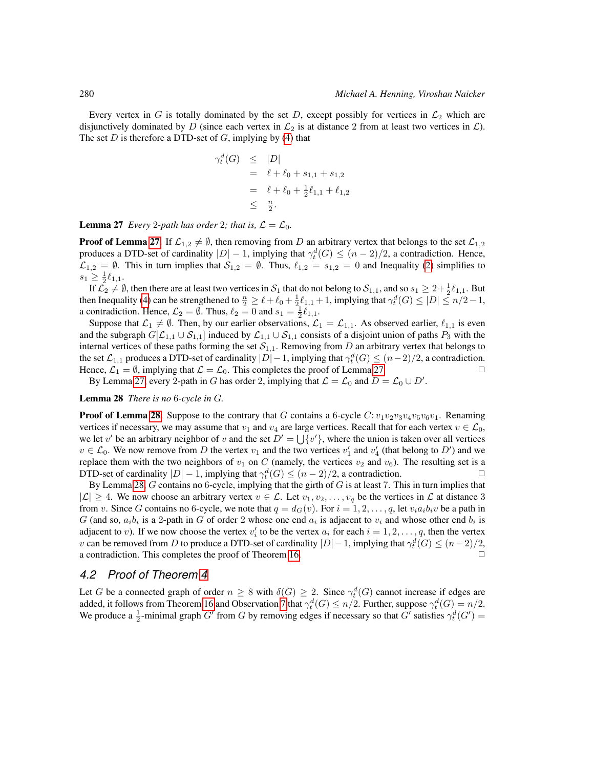Every vertex in $G$ is totally dominated by the set $D$, except possibly for vertices in $\mathcal{L}_2$ which are disjunctively dominated by $D$ (since each vertex in $\mathcal{L}_2$ is at distance 2 from at least two vertices in $\mathcal{L}$). The set $D$ is therefore a DTD-set of $G$, implying by (4) that

$$\begin{aligned}\gamma_t^d(G) &\le |D| \\ &= \ell + \ell_0 + s_{1,1} + s_{1,2} \\ &= \ell + \ell_0 + \tfrac{1}{2}\ell_{1,1} + \ell_{1,2} \\ &\le \tfrac{n}{2}.\end{aligned}$$

**Lemma 27** *Every* 2*-path has order* 2*; that is,* $\mathcal{L} = \mathcal{L}_0$.

**Proof of Lemma 27.** If $\mathcal{L}_{1,2} \neq \emptyset$, then removing from $D$ an arbitrary vertex that belongs to the set $\mathcal{L}_{1,2}$ produces a DTD-set of cardinality $|D| - 1$, implying that $\gamma_t^d(G) \le (n-2)/2$, a contradiction. Hence, $\mathcal{L}_{1,2} = \emptyset$. This in turn implies that $\mathcal{S}_{1,2} = \emptyset$. Thus, $\ell_{1,2} = s_{1,2} = 0$ and Inequality (2) simplifies to $s_1 \ge \frac{1}{2}\ell_{1,1}$.

If $\mathcal{L}_2 \neq \emptyset$, then there are at least two vertices in $\mathcal{S}_1$ that do not belong to $\mathcal{S}_{1,1}$, and so $s_1 \ge 2 + \frac{1}{2}\ell_{1,1}$. But then Inequality (4) can be strengthened to $\frac{n}{2} \ge \ell + \ell_0 + \frac{1}{2}\ell_{1,1} + 1$, implying that $\gamma_t^d(G) \le |D| \le n/2 - 1$, a contradiction. Hence, $\mathcal{L}_2 = \emptyset$. Thus, $\ell_2 = 0$ and $s_1 = \frac{1}{2}\ell_{1,1}$.

Suppose that $\mathcal{L}_1 \neq \emptyset$. Then, by our earlier observations, $\mathcal{L}_1 = \mathcal{L}_{1,1}$. As observed earlier, $\ell_{1,1}$ is even and the subgraph $G[\mathcal{L}_{1,1} \cup \mathcal{S}_{1,1}]$ induced by $\mathcal{L}_{1,1} \cup \mathcal{S}_{1,1}$ consists of a disjoint union of paths $P_3$ with the internal vertices of these paths forming the set $\mathcal{S}_{1,1}$. Removing from $D$ an arbitrary vertex that belongs to the set $\mathcal{L}_{1,1}$ produces a DTD-set of cardinality $|D| - 1$, implying that $\gamma_t^d(G) \le (n-2)/2$, a contradiction. Hence, $\mathcal{L}_1 = \emptyset$, implying that $\mathcal{L} = \mathcal{L}_0$. This completes the proof of Lemma 27. □

By Lemma 27, every 2-path in $G$ has order 2, implying that $\mathcal{L} = \mathcal{L}_0$ and $D = \mathcal{L}_0 \cup D'$.

**Lemma 28** *There is no* 6*-cycle in* $G$.

**Proof of Lemma 28.** Suppose to the contrary that $G$ contains a 6-cycle $C \colon v_1v_2v_3v_4v_5v_6v_1$. Renaming vertices if necessary, we may assume that $v_1$ and $v_4$ are large vertices. Recall that for each vertex $v \in \mathcal{L}_0$, we let $v'$ be an arbitrary neighbor of $v$ and the set $D' = \bigcup\{v'\}$, where the union is taken over all vertices $v \in \mathcal{L}_0$. We now remove from $D$ the vertex $v_1$ and the two vertices $v_1'$ and $v_4'$ (that belong to $D'$) and we replace them with the two neighbors of $v_1$ on $C$ (namely, the vertices $v_2$ and $v_6$). The resulting set is a DTD-set of cardinality $|D| - 1$, implying that $\gamma_t^d(G) \le (n-2)/2$, a contradiction. □

By Lemma 28, $G$ contains no 6-cycle, implying that the girth of $G$ is at least 7. This in turn implies that $|\mathcal{L}| \ge 4$. We now choose an arbitrary vertex $v \in \mathcal{L}$. Let $v_1, v_2, \ldots, v_q$ be the vertices in $\mathcal{L}$ at distance 3 from $v$. Since $G$ contains no 6-cycle, we note that $q = d_G(v)$. For $i = 1, 2, \ldots, q$, let $v_i a_i b_i v$ be a path in $G$ (and so, $a_i b_i$ is a 2-path in $G$ of order 2 whose one end $a_i$ is adjacent to $v_i$ and whose other end $b_i$ is adjacent to $v$). If we now choose the vertex $v_i'$ to be the vertex $a_i$ for each $i = 1, 2, \ldots, q$, then the vertex $v$ can be removed from $D$ to produce a DTD-set of cardinality $|D| - 1$, implying that $\gamma_t^d(G) \le (n-2)/2$, a contradiction. This completes the proof of Theorem 16. □

## 4.2 Proof of Theorem 4

Let $G$ be a connected graph of order $n \ge 8$ with $\delta(G) \ge 2$. Since $\gamma_t^d(G)$ cannot increase if edges are added, it follows from Theorem 16 and Observation 7 that $\gamma_t^d(G) \le n/2$. Further, suppose $\gamma_t^d(G) = n/2$. We produce a $\frac{1}{2}$-minimal graph $G'$ from $G$ by removing edges if necessary so that $G'$ satisfies $\gamma_t^d(G') =$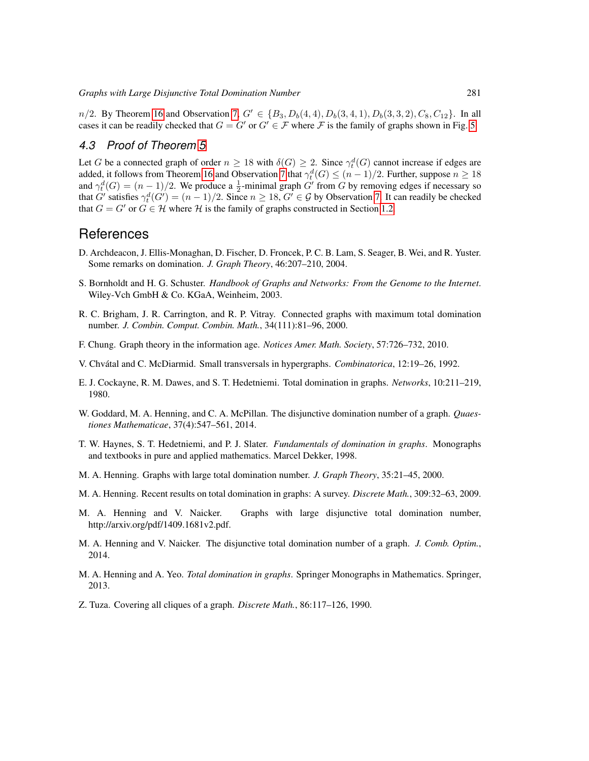$n/2$. By Theorem 16 and Observation 7, $G' \in \{B_3, D_b(4,4), D_b(3,4,1), D_b(3,3,2), C_8, C_{12}\}$. In all cases it can be readily checked that $G = G'$ or $G' \in \mathcal{F}$ where $\mathcal{F}$ is the family of graphs shown in Fig. 5.

### 4.3 Proof of Theorem 5

Let $G$ be a connected graph of order $n \geq 18$ with $\delta(G) \geq 2$. Since $\gamma_t^d(G)$ cannot increase if edges are added, it follows from Theorem 16 and Observation 7 that $\gamma_t^d(G) \leq (n-1)/2$. Further, suppose $n \geq 18$ and $\gamma_t^d(G) = (n-1)/2$. We produce a $\frac{1}{2}$-minimal graph $G'$ from $G$ by removing edges if necessary so that $G'$ satisfies $\gamma_t^d(G') = (n-1)/2$. Since $n \geq 18$, $G' \in \mathcal{G}$ by Observation 7. It can readily be checked that $G = G'$ or $G \in \mathcal{H}$ where $\mathcal{H}$ is the family of graphs constructed in Section 1.2.

## References

D. Archdeacon, J. Ellis-Monaghan, D. Fischer, D. Froncek, P. C. B. Lam, S. Seager, B. Wei, and R. Yuster. Some remarks on domination. *J. Graph Theory*, 46:207–210, 2004.

S. Bornholdt and H. G. Schuster. *Handbook of Graphs and Networks: From the Genome to the Internet*. Wiley-Vch GmbH & Co. KGaA, Weinheim, 2003.

R. C. Brigham, J. R. Carrington, and R. P. Vitray. Connected graphs with maximum total domination number. *J. Combin. Comput. Combin. Math.*, 34(111):81–96, 2000.

F. Chung. Graph theory in the information age. *Notices Amer. Math. Society*, 57:726–732, 2010.

V. Chvátal and C. McDiarmid. Small transversals in hypergraphs. *Combinatorica*, 12:19–26, 1992.

E. J. Cockayne, R. M. Dawes, and S. T. Hedetniemi. Total domination in graphs. *Networks*, 10:211–219, 1980.

W. Goddard, M. A. Henning, and C. A. McPillan. The disjunctive domination number of a graph. *Quaestiones Mathematicae*, 37(4):547–561, 2014.

T. W. Haynes, S. T. Hedetniemi, and P. J. Slater. *Fundamentals of domination in graphs*. Monographs and textbooks in pure and applied mathematics. Marcel Dekker, 1998.

M. A. Henning. Graphs with large total domination number. *J. Graph Theory*, 35:21–45, 2000.

M. A. Henning. Recent results on total domination in graphs: A survey. *Discrete Math.*, 309:32–63, 2009.

M. A. Henning and V. Naicker. Graphs with large disjunctive total domination number, http://arxiv.org/pdf/1409.1681v2.pdf.

M. A. Henning and V. Naicker. The disjunctive total domination number of a graph. *J. Comb. Optim.*, 2014.

M. A. Henning and A. Yeo. *Total domination in graphs*. Springer Monographs in Mathematics. Springer, 2013.

Z. Tuza. Covering all cliques of a graph. *Discrete Math.*, 86:117–126, 1990.